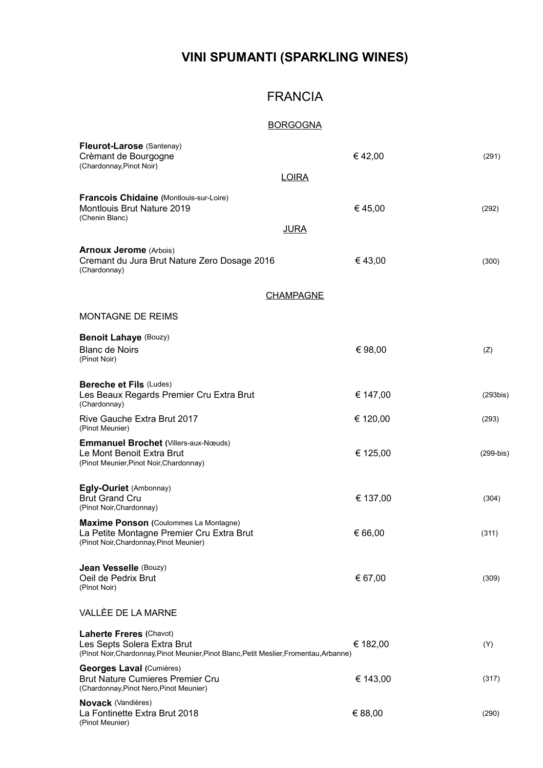# VINI SPUMANTI (SPARKLING WINES)

## FRANCIA

### BORGOGNA

**Fleurot-Larose** (Santenay)
Crèmant de Bourgogne — € 42,00 — (291)
(Chardonnay,Pinot Noir)

### LOIRA

**Francois Chidaine** (Montlouis-sur-Loire)
Montlouis Brut Nature 2019 — € 45,00 — (292)
(Chenin Blanc)

### JURA

**Arnoux Jerome** (Arbois)
Cremant du Jura Brut Nature Zero Dosage 2016 — € 43,00 — (300)
(Chardonnay)

### CHAMPAGNE

MONTAGNE DE REIMS

**Benoit Lahaye** (Bouzy)
Blanc de Noirs — € 98,00 — (Z)
(Pinot Noir)

**Bereche et Fils** (Ludes)
Les Beaux Regards Premier Cru Extra Brut — € 147,00 — (293bis)
(Chardonnay)
Rive Gauche Extra Brut 2017 — € 120,00 — (293)
(Pinot Meunier)

**Emmanuel Brochet** (Villers-aux-Nœuds)
Le Mont Benoit Extra Brut — € 125,00 — (299-bis)
(Pinot Meunier,Pinot Noir,Chardonnay)

**Egly-Ouriet** (Ambonnay)
Brut Grand Cru — € 137,00 — (304)
(Pinot Noir,Chardonnay)

**Maxime Ponson** (Coulommes La Montagne)
La Petite Montagne Premier Cru Extra Brut — € 66,00 — (311)
(Pinot Noir,Chardonnay,Pinot Meunier)

**Jean Vesselle** (Bouzy)
Oeil de Pedrix Brut — € 67,00 — (309)
(Pinot Noir)

VALLÈE DE LA MARNE

**Laherte Freres** (Chavot)
Les Septs Solera Extra Brut — € 182,00 — (Y)
(Pinot Noir,Chardonnay,Pinot Meunier,Pinot Blanc,Petit Meslier,Fromentau,Arbanne)

**Georges Laval** (Cumières)
Brut Nature Cumieres Premier Cru — € 143,00 — (317)
(Chardonnay,Pinot Nero,Pinot Meunier)

**Novack** (Vandières)
La Fontinette Extra Brut 2018 — € 88,00 — (290)
(Pinot Meunier)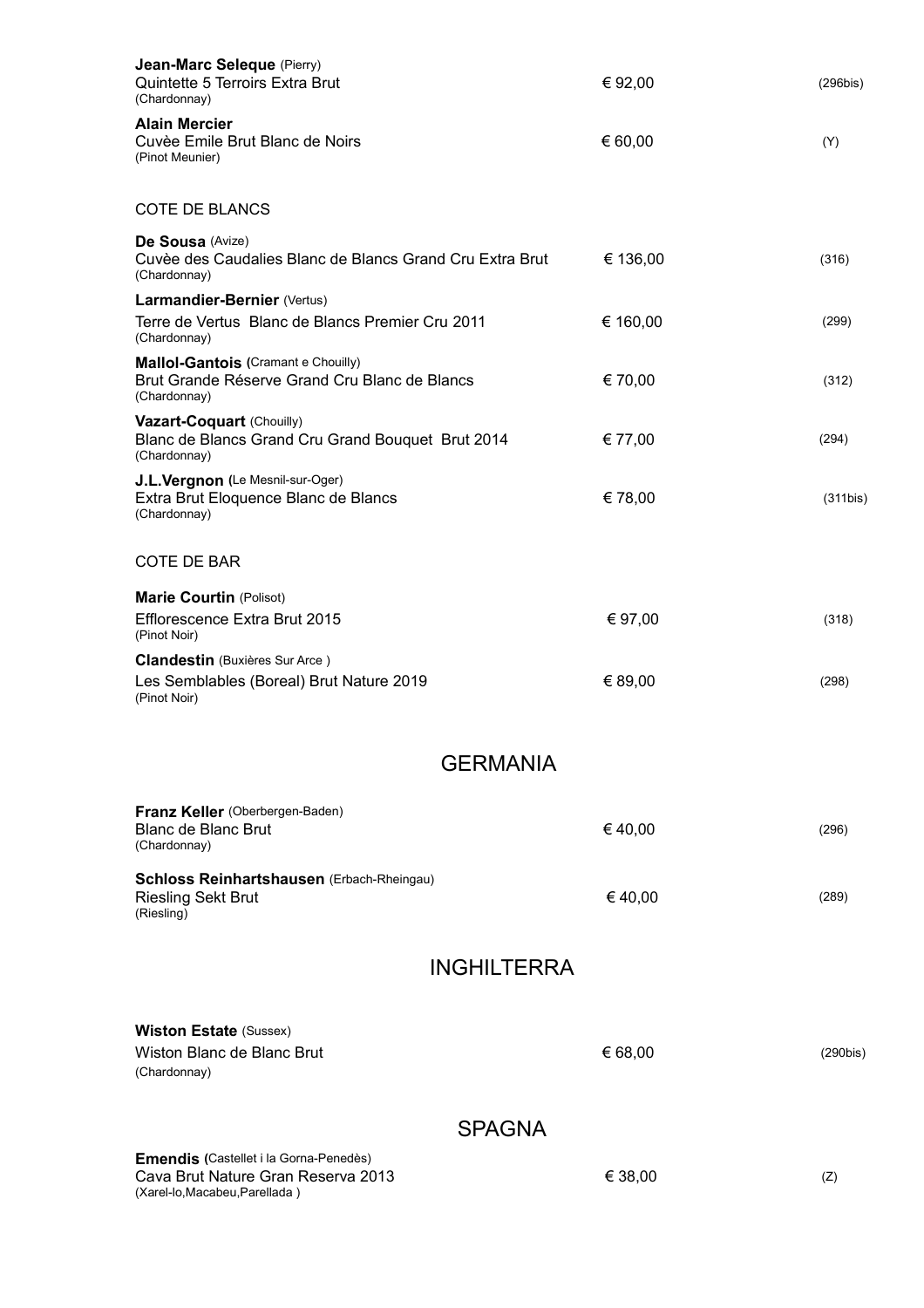**Jean-Marc Seleque** (Pierry)
Quintette 5 Terroirs Extra Brut — € 92,00 — (296bis)
(Chardonnay)

**Alain Mercier**
Cuvèe Emile Brut Blanc de Noirs — € 60,00 — (Y)
(Pinot Meunier)

COTE DE BLANCS

**De Sousa** (Avize)
Cuvèe des Caudalies Blanc de Blancs Grand Cru Extra Brut — € 136,00 — (316)
(Chardonnay)

**Larmandier-Bernier** (Vertus)
Terre de Vertus Blanc de Blancs Premier Cru 2011 — € 160,00 — (299)
(Chardonnay)

**Mallol-Gantois** (Cramant e Chouilly)
Brut Grande Réserve Grand Cru Blanc de Blancs — € 70,00 — (312)
(Chardonnay)

**Vazart-Coquart** (Chouilly)
Blanc de Blancs Grand Cru Grand Bouquet Brut 2014 — € 77,00 — (294)
(Chardonnay)

**J.L.Vergnon** (Le Mesnil-sur-Oger)
Extra Brut Eloquence Blanc de Blancs — € 78,00 — (311bis)
(Chardonnay)

COTE DE BAR

**Marie Courtin** (Polisot)
Efflorescence Extra Brut 2015 — € 97,00 — (318)
(Pinot Noir)

**Clandestin** (Buxières Sur Arce )
Les Semblables (Boreal) Brut Nature 2019 — € 89,00 — (298)
(Pinot Noir)

## GERMANIA

**Franz Keller** (Oberbergen-Baden)
Blanc de Blanc Brut — € 40,00 — (296)
(Chardonnay)

**Schloss Reinhartshausen** (Erbach-Rheingau)
Riesling Sekt Brut — € 40,00 — (289)
(Riesling)

## INGHILTERRA

**Wiston Estate** (Sussex)
Wiston Blanc de Blanc Brut — € 68,00 — (290bis)
(Chardonnay)

## SPAGNA

**Emendis** (Castellet i la Gorna-Penedès)
Cava Brut Nature Gran Reserva 2013 — € 38,00 — (Z)
(Xarel-lo,Macabeu,Parellada )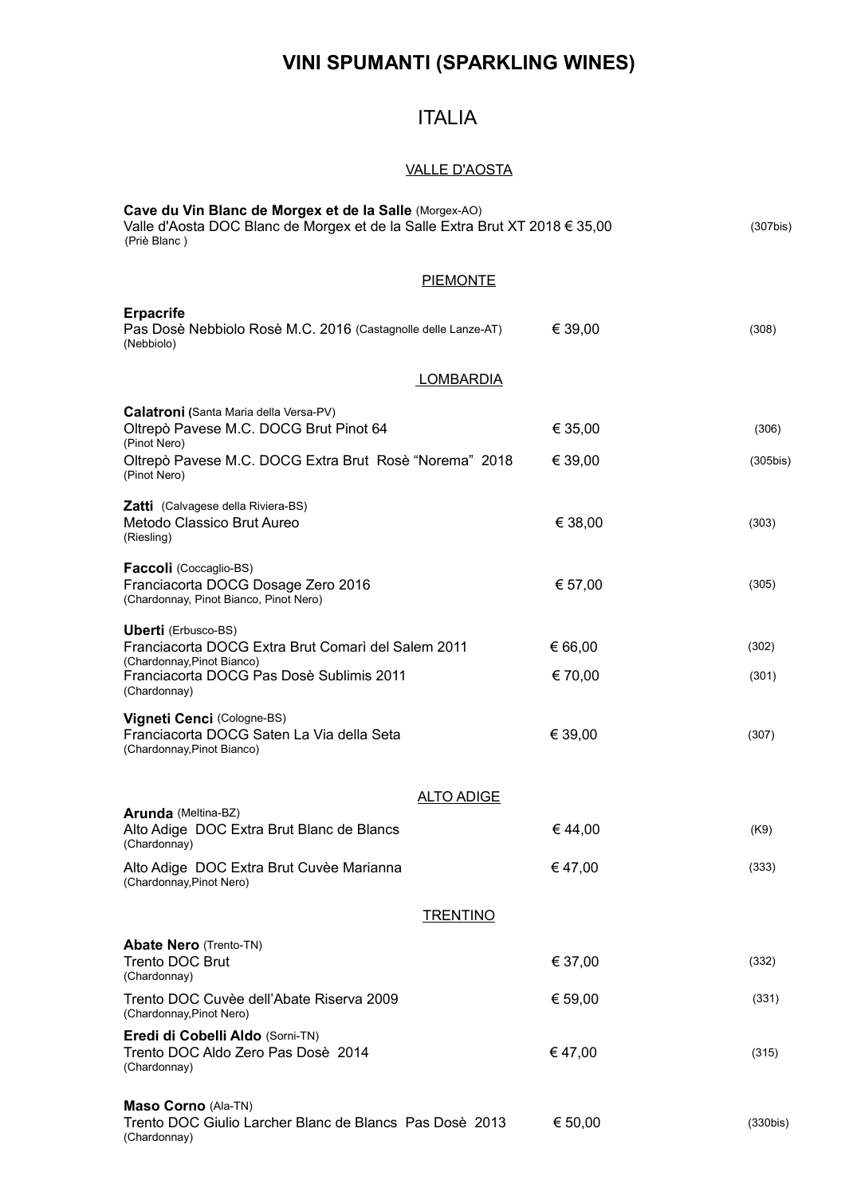# VINI SPUMANTI (SPARKLING WINES)

## ITALIA

### VALLE D'AOSTA

| | | |
|---|---|---|
| **Cave du Vin Blanc de Morgex et de la Salle** (Morgex-AO) | | |
| Valle d'Aosta DOC Blanc de Morgex et de la Salle Extra Brut XT 2018 (Priè Blanc ) | € 35,00 | (307bis) |

### PIEMONTE

| | | |
|---|---|---|
| **Erpacrife** | | |
| Pas Dosè Nebbiolo Rosè M.C. 2016 (Castagnolle delle Lanze-AT) (Nebbiolo) | € 39,00 | (308) |

### LOMBARDIA

| | | |
|---|---|---|
| **Calatroni (**Santa Maria della Versa-PV) | | |
| Oltrepò Pavese M.C. DOCG Brut Pinot 64 (Pinot Nero) | € 35,00 | (306) |
| Oltrepò Pavese M.C. DOCG Extra Brut Rosè "Norema" 2018 (Pinot Nero) | € 39,00 | (305bis) |
| **Zatti** (Calvagese della Riviera-BS) | | |
| Metodo Classico Brut Aureo (Riesling) | € 38,00 | (303) |
| **Faccoli** (Coccaglio-BS) | | |
| Franciacorta DOCG Dosage Zero 2016 (Chardonnay, Pinot Bianco, Pinot Nero) | € 57,00 | (305) |
| **Uberti** (Erbusco-BS) | | |
| Franciacorta DOCG Extra Brut Comarì del Salem 2011 (Chardonnay,Pinot Bianco) | € 66,00 | (302) |
| Franciacorta DOCG Pas Dosè Sublimis 2011 (Chardonnay) | € 70,00 | (301) |
| **Vigneti Cenci** (Cologne-BS) | | |
| Franciacorta DOCG Saten La Via della Seta (Chardonnay,Pinot Bianco) | € 39,00 | (307) |

### ALTO ADIGE

| | | |
|---|---|---|
| **Arunda** (Meltina-BZ) | | |
| Alto Adige DOC Extra Brut Blanc de Blancs (Chardonnay) | € 44,00 | (K9) |
| Alto Adige DOC Extra Brut Cuvèe Marianna (Chardonnay,Pinot Nero) | € 47,00 | (333) |

### TRENTINO

| | | |
|---|---|---|
| **Abate Nero** (Trento-TN) | | |
| Trento DOC Brut (Chardonnay) | € 37,00 | (332) |
| Trento DOC Cuvèe dell'Abate Riserva 2009 (Chardonnay,Pinot Nero) | € 59,00 | (331) |
| **Eredi di Cobelli Aldo** (Sorni-TN) | | |
| Trento DOC Aldo Zero Pas Dosè 2014 (Chardonnay) | € 47,00 | (315) |
| **Maso Corno** (Ala-TN) | | |
| Trento DOC Giulio Larcher Blanc de Blancs Pas Dosè 2013 (Chardonnay) | € 50,00 | (330bis) |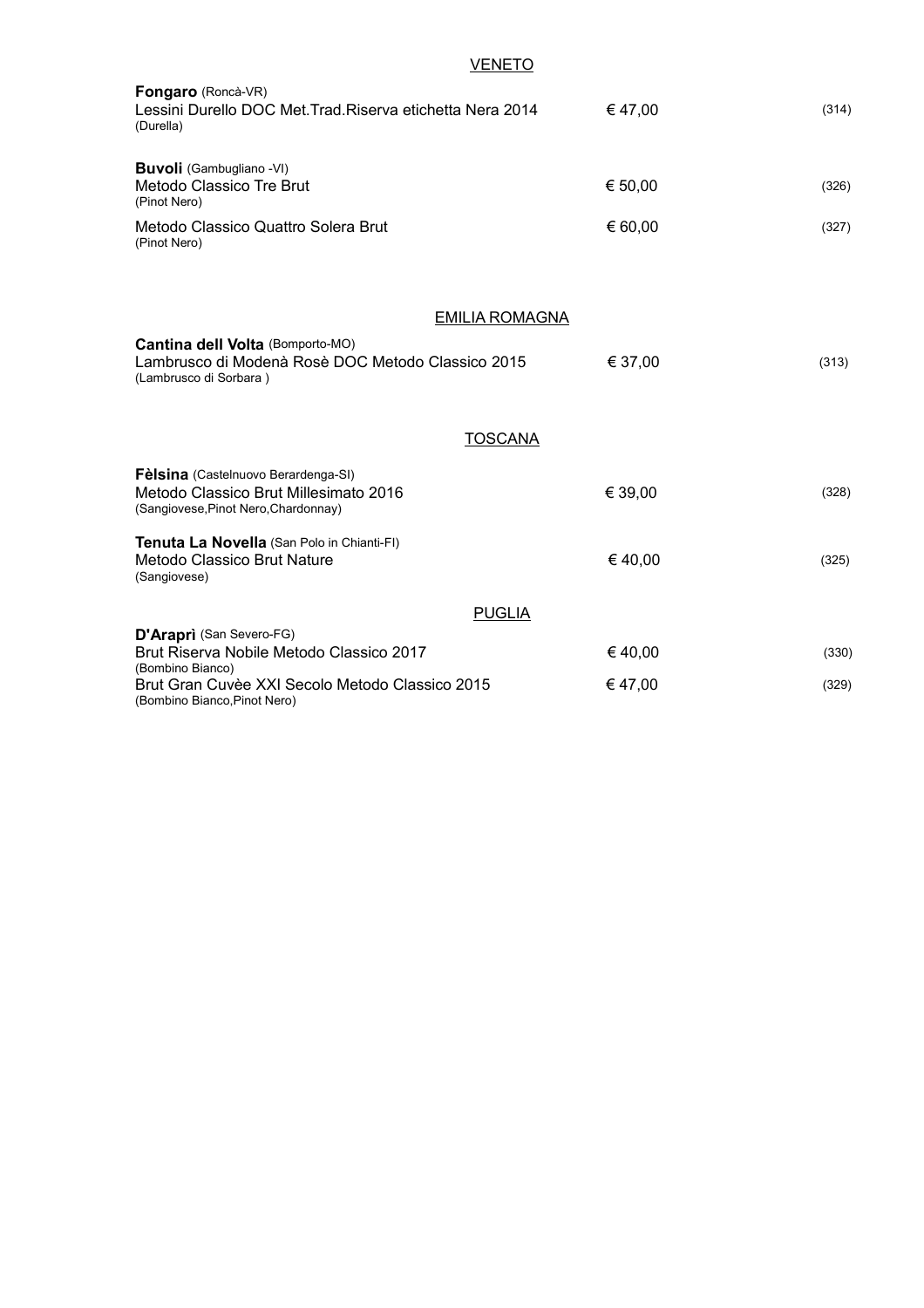## VENETO

**Fongaro** (Roncà-VR)
Lessini Durello DOC Met.Trad.Riserva etichetta Nera 2014 — € 47,00 — (314)
(Durella)

**Buvoli** (Gambugliano -VI)
Metodo Classico Tre Brut — € 50,00 — (326)
(Pinot Nero)

Metodo Classico Quattro Solera Brut — € 60,00 — (327)
(Pinot Nero)

## EMILIA ROMAGNA

**Cantina dell Volta** (Bomporto-MO)
Lambrusco di Modenà Rosè DOC Metodo Classico 2015 — € 37,00 — (313)
(Lambrusco di Sorbara )

## TOSCANA

**Fèlsina** (Castelnuovo Berardenga-SI)
Metodo Classico Brut Millesimato 2016 — € 39,00 — (328)
(Sangiovese,Pinot Nero,Chardonnay)

**Tenuta La Novella** (San Polo in Chianti-FI)
Metodo Classico Brut Nature — € 40,00 — (325)
(Sangiovese)

## PUGLIA

**D'Araprì** (San Severo-FG)
Brut Riserva Nobile Metodo Classico 2017 — € 40,00 — (330)
(Bombino Bianco)

Brut Gran Cuvèe XXI Secolo Metodo Classico 2015 — € 47,00 — (329)
(Bombino Bianco,Pinot Nero)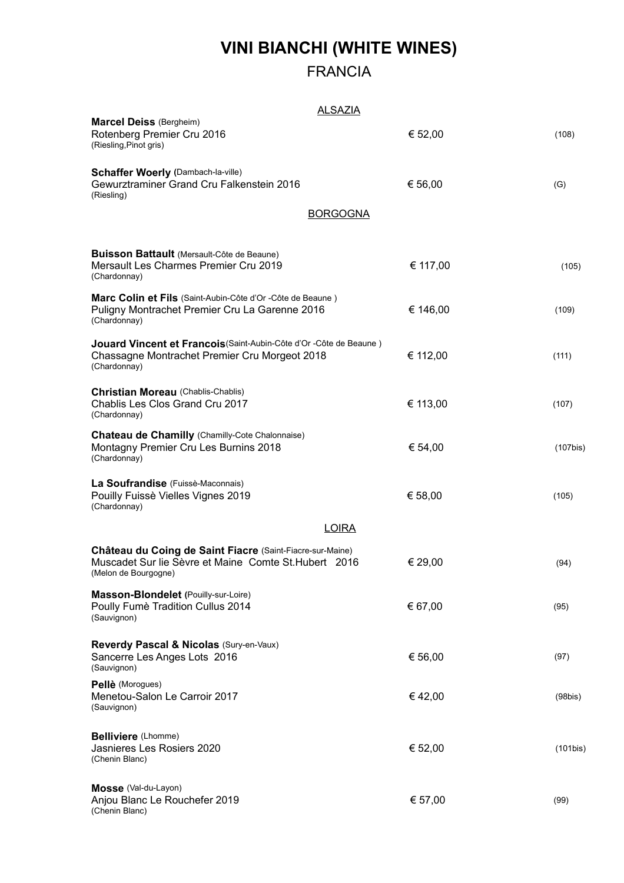# VINI BIANCHI (WHITE WINES)

## FRANCIA

### ALSAZIA

| | | |
|---|---|---|
| **Marcel Deiss** (Bergheim)<br>Rotenberg Premier Cru 2016<br>(Riesling,Pinot gris) | € 52,00 | (108) |
| **Schaffer Woerly (**Dambach-la-ville)<br>Gewurztraminer Grand Cru Falkenstein 2016<br>(Riesling) | € 56,00 | (G) |

### BORGOGNA

| | | |
|---|---|---|
| **Buisson Battault** (Mersault-Côte de Beaune)<br>Mersault Les Charmes Premier Cru 2019<br>(Chardonnay) | € 117,00 | (105) |
| **Marc Colin et Fils** (Saint-Aubin-Côte d'Or -Côte de Beaune )<br>Puligny Montrachet Premier Cru La Garenne 2016<br>(Chardonnay) | € 146,00 | (109) |
| **Jouard Vincent et Francois**(Saint-Aubin-Côte d'Or -Côte de Beaune )<br>Chassagne Montrachet Premier Cru Morgeot 2018<br>(Chardonnay) | € 112,00 | (111) |
| **Christian Moreau** (Chablis-Chablis)<br>Chablis Les Clos Grand Cru 2017<br>(Chardonnay) | € 113,00 | (107) |
| **Chateau de Chamilly** (Chamilly-Cote Chalonnaise)<br>Montagny Premier Cru Les Burnins 2018<br>(Chardonnay) | € 54,00 | (107bis) |
| **La Soufrandise** (Fuissè-Maconnais)<br>Pouilly Fuissè Vielles Vignes 2019<br>(Chardonnay) | € 58,00 | (105) |

### LOIRA

| | | |
|---|---|---|
| **Château du Coing de Saint Fiacre** (Saint-Fiacre-sur-Maine)<br>Muscadet Sur lie Sèvre et Maine Comte St.Hubert 2016<br>(Melon de Bourgogne) | € 29,00 | (94) |
| **Masson-Blondelet (**Pouilly-sur-Loire)<br>Poully Fumè Tradition Cullus 2014<br>(Sauvignon) | € 67,00 | (95) |
| **Reverdy Pascal & Nicolas** (Sury-en-Vaux)<br>Sancerre Les Anges Lots 2016<br>(Sauvignon) | € 56,00 | (97) |
| **Pellè** (Morogues)<br>Menetou-Salon Le Carroir 2017<br>(Sauvignon) | € 42,00 | (98bis) |
| **Belliviere** (Lhomme)<br>Jasnieres Les Rosiers 2020<br>(Chenin Blanc) | € 52,00 | (101bis) |
| **Mosse** (Val-du-Layon)<br>Anjou Blanc Le Rouchefer 2019<br>(Chenin Blanc) | € 57,00 | (99) |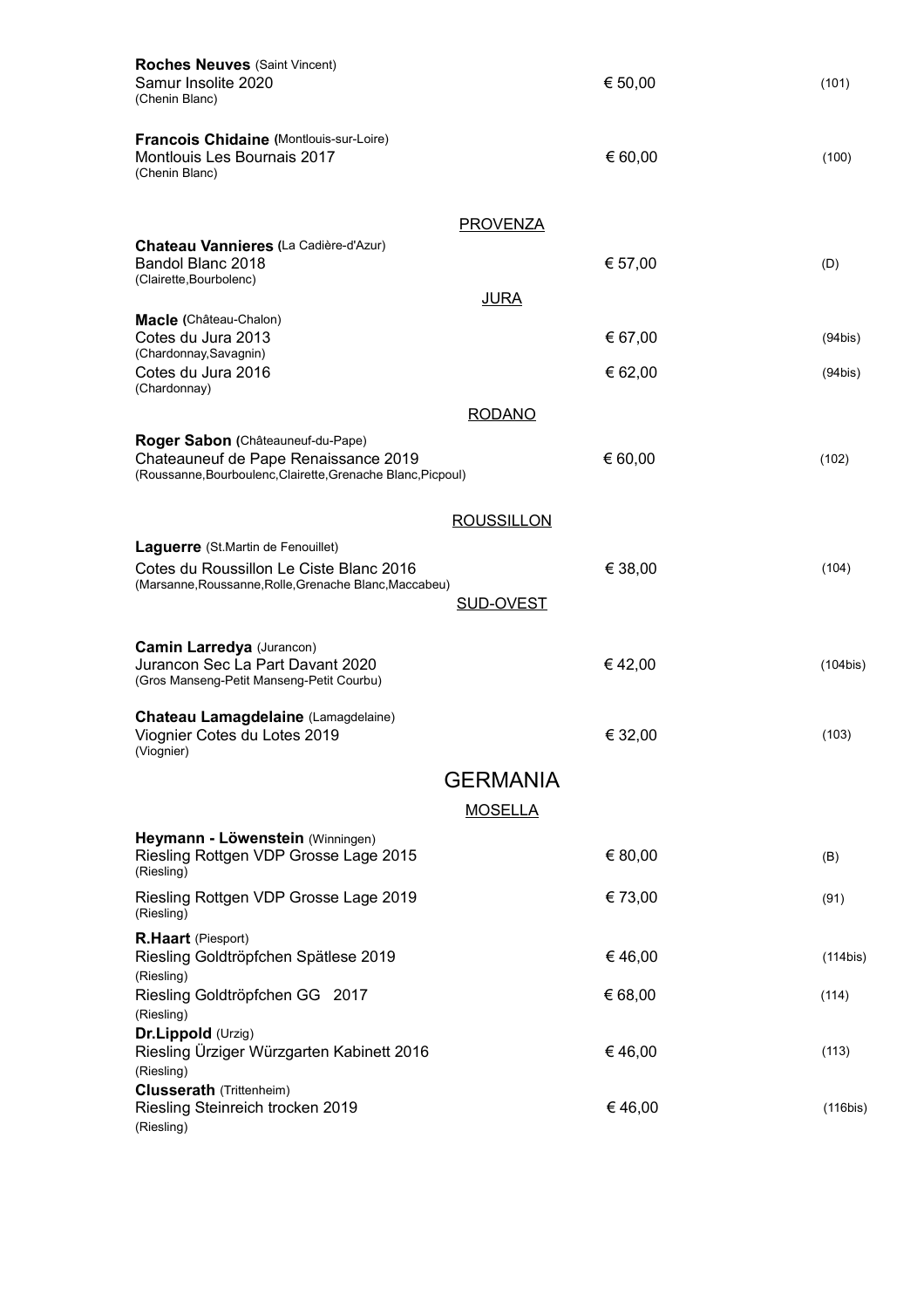**Roches Neuves** (Saint Vincent)
Samur Insolite 2020 — € 50,00 — (101)
(Chenin Blanc)

**Francois Chidaine** (Montlouis-sur-Loire)
Montlouis Les Bournais 2017 — € 60,00 — (100)
(Chenin Blanc)

### PROVENZA

**Chateau Vannieres** (La Cadière-d'Azur)
Bandol Blanc 2018 — € 57,00 — (D)
(Clairette,Bourbolenc)

### JURA

**Macle** (Château-Chalon)
Cotes du Jura 2013 — € 67,00 — (94bis)
(Chardonnay,Savagnin)
Cotes du Jura 2016 — € 62,00 — (94bis)
(Chardonnay)

### RODANO

**Roger Sabon** (Châteauneuf-du-Pape)
Chateauneuf de Pape Renaissance 2019 — € 60,00 — (102)
(Roussanne,Bourboulenc,Clairette,Grenache Blanc,Picpoul)

### ROUSSILLON

**Laguerre** (St.Martin de Fenouillet)
Cotes du Roussillon Le Ciste Blanc 2016 — € 38,00 — (104)
(Marsanne,Roussanne,Rolle,Grenache Blanc,Maccabeu)

### SUD-OVEST

**Camin Larredya** (Jurancon)
Jurancon Sec La Part Davant 2020 — € 42,00 — (104bis)
(Gros Manseng-Petit Manseng-Petit Courbu)

**Chateau Lamagdelaine** (Lamagdelaine)
Viognier Cotes du Lotes 2019 — € 32,00 — (103)
(Viognier)

## GERMANIA

### MOSELLA

**Heymann - Löwenstein** (Winningen)
Riesling Rottgen VDP Grosse Lage 2015 — € 80,00 — (B)
(Riesling)
Riesling Rottgen VDP Grosse Lage 2019 — € 73,00 — (91)
(Riesling)

**R.Haart** (Piesport)
Riesling Goldtröpfchen Spätlese 2019 — € 46,00 — (114bis)
(Riesling)
Riesling Goldtröpfchen GG 2017 — € 68,00 — (114)
(Riesling)

**Dr.Lippold** (Urzig)
Riesling Ürziger Würzgarten Kabinett 2016 — € 46,00 — (113)
(Riesling)

**Clusserath** (Trittenheim)
Riesling Steinreich trocken 2019 — € 46,00 — (116bis)
(Riesling)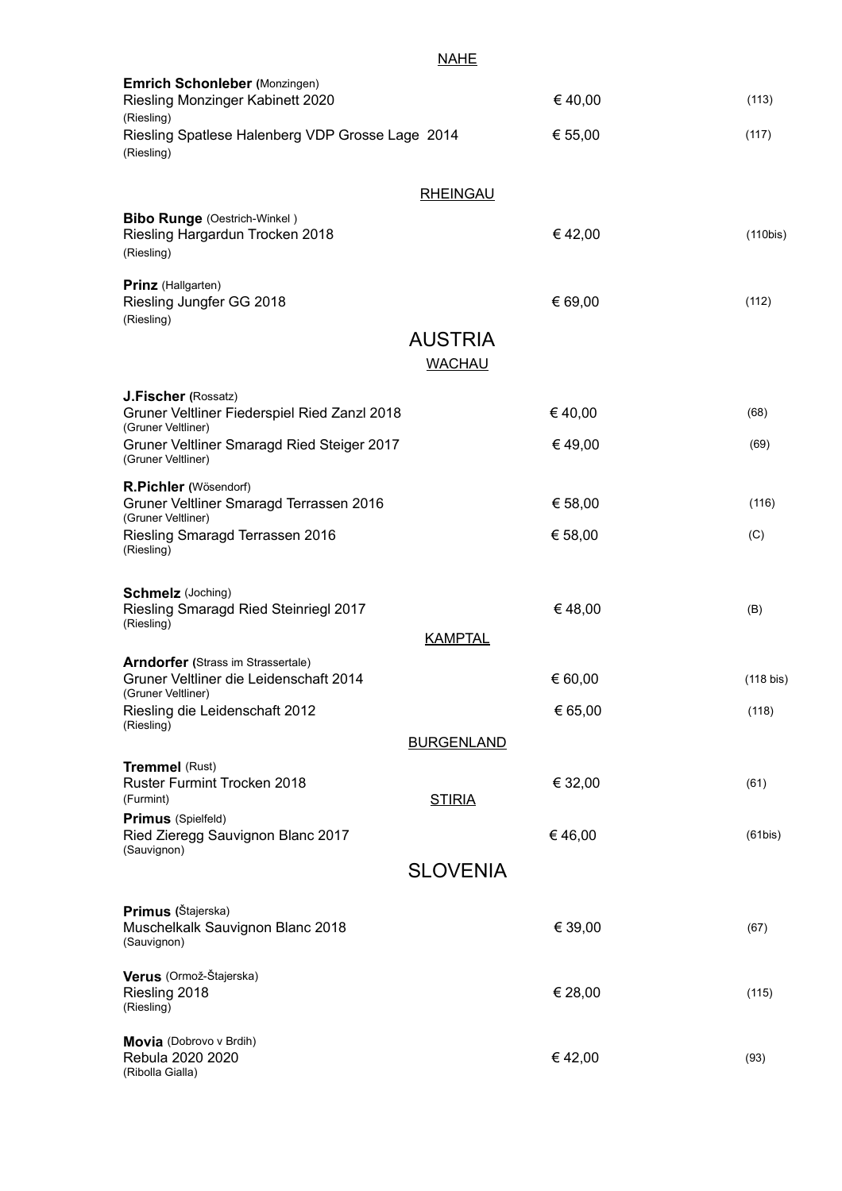## NAHE

**Emrich Schonleber (**Monzingen)

| | | |
|---|---|---|
| Riesling Monzinger Kabinett 2020<br>(Riesling) | € 40,00 | (113) |
| Riesling Spatlese Halenberg VDP Grosse Lage 2014<br>(Riesling) | € 55,00 | (117) |

## RHEINGAU

**Bibo Runge** (Oestrich-Winkel )

| | | |
|---|---|---|
| Riesling Hargardun Trocken 2018<br>(Riesling) | € 42,00 | (110bis) |

**Prinz** (Hallgarten)

| | | |
|---|---|---|
| Riesling Jungfer GG 2018<br>(Riesling) | € 69,00 | (112) |

# AUSTRIA

## WACHAU

**J.Fischer (**Rossatz)

| | | |
|---|---|---|
| Gruner Veltliner Fiederspiel Ried Zanzl 2018<br>(Gruner Veltliner) | € 40,00 | (68) |
| Gruner Veltliner Smaragd Ried Steiger 2017<br>(Gruner Veltliner) | € 49,00 | (69) |

**R.Pichler (**Wösendorf)

| | | |
|---|---|---|
| Gruner Veltliner Smaragd Terrassen 2016<br>(Gruner Veltliner) | € 58,00 | (116) |
| Riesling Smaragd Terrassen 2016<br>(Riesling) | € 58,00 | (C) |

**Schmelz** (Joching)

| | | |
|---|---|---|
| Riesling Smaragd Ried Steinriegl 2017<br>(Riesling) | € 48,00 | (B) |

## KAMPTAL

**Arndorfer (**Strass im Strassertale)

| | | |
|---|---|---|
| Gruner Veltliner die Leidenschaft 2014<br>(Gruner Veltliner) | € 60,00 | (118 bis) |
| Riesling die Leidenschaft 2012<br>(Riesling) | € 65,00 | (118) |

## BURGENLAND

**Tremmel** (Rust)

| | | |
|---|---|---|
| Ruster Furmint Trocken 2018<br>(Furmint) | € 32,00 | (61) |

## STIRIA

**Primus** (Spielfeld)

| | | |
|---|---|---|
| Ried Zieregg Sauvignon Blanc 2017<br>(Sauvignon) | € 46,00 | (61bis) |

# SLOVENIA

**Primus (**Štajerska)

| | | |
|---|---|---|
| Muschelkalk Sauvignon Blanc 2018<br>(Sauvignon) | € 39,00 | (67) |

**Verus** (Ormož-Štajerska)

| | | |
|---|---|---|
| Riesling 2018<br>(Riesling) | € 28,00 | (115) |

**Movia** (Dobrovo v Brdih)

| | | |
|---|---|---|
| Rebula 2020 2020<br>(Ribolla Gialla) | € 42,00 | (93) |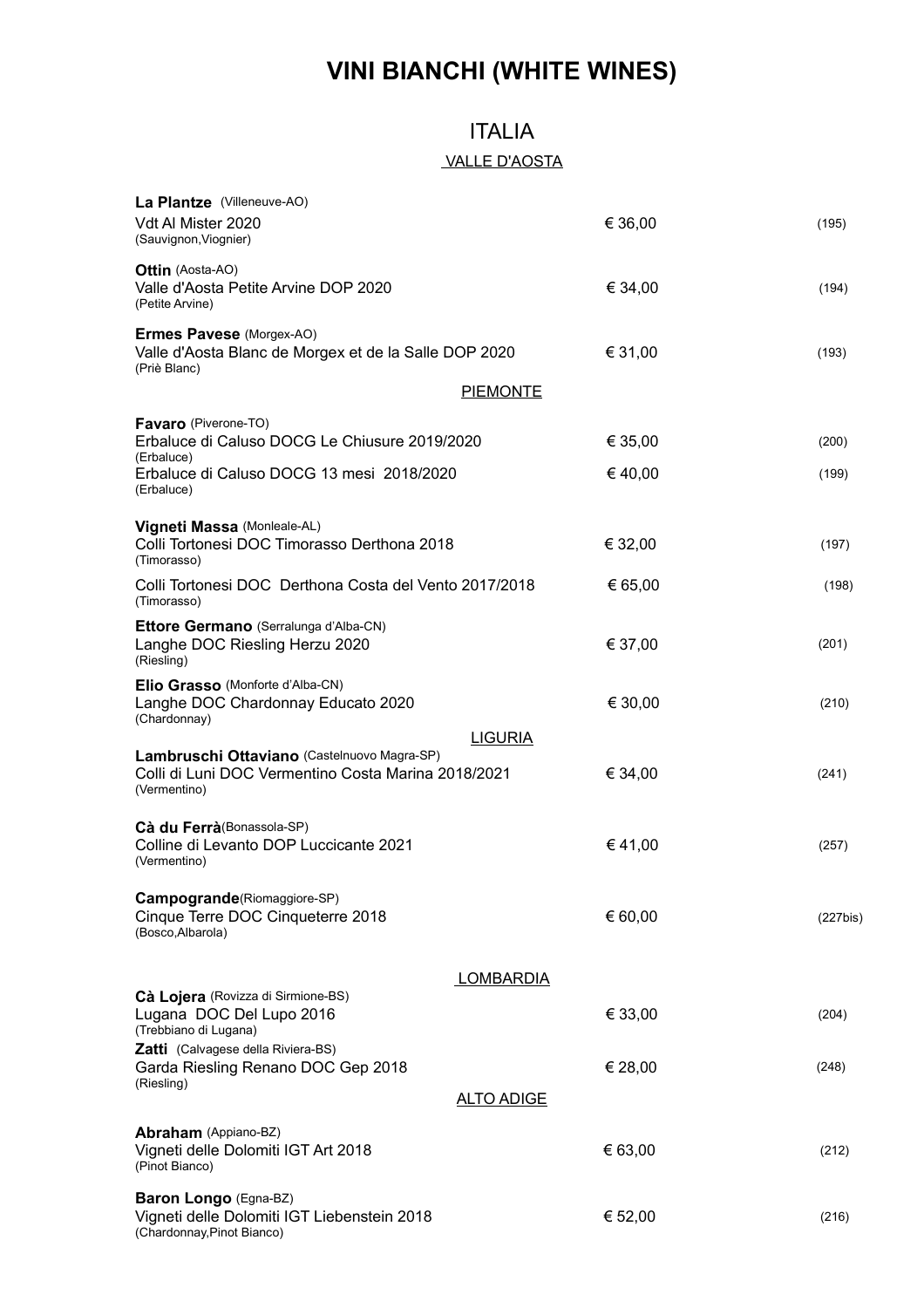# VINI BIANCHI (WHITE WINES)

## ITALIA

### VALLE D'AOSTA

**La Plantze** (Villeneuve-AO)
Vdt Al Mister 2020 — € 36,00 — (195)
(Sauvignon,Viognier)

**Ottin** (Aosta-AO)
Valle d'Aosta Petite Arvine DOP 2020 — € 34,00 — (194)
(Petite Arvine)

**Ermes Pavese** (Morgex-AO)
Valle d'Aosta Blanc de Morgex et de la Salle DOP 2020 — € 31,00 — (193)
(Priè Blanc)

### PIEMONTE

**Favaro** (Piverone-TO)
Erbaluce di Caluso DOCG Le Chiusure 2019/2020 — € 35,00 — (200)
(Erbaluce)
Erbaluce di Caluso DOCG 13 mesi 2018/2020 — € 40,00 — (199)
(Erbaluce)

**Vigneti Massa** (Monleale-AL)
Colli Tortonesi DOC Timorasso Derthona 2018 — € 32,00 — (197)
(Timorasso)
Colli Tortonesi DOC Derthona Costa del Vento 2017/2018 — € 65,00 — (198)
(Timorasso)

**Ettore Germano** (Serralunga d'Alba-CN)
Langhe DOC Riesling Herzu 2020 — € 37,00 — (201)
(Riesling)

**Elio Grasso** (Monforte d'Alba-CN)
Langhe DOC Chardonnay Educato 2020 — € 30,00 — (210)
(Chardonnay)

### LIGURIA

**Lambruschi Ottaviano** (Castelnuovo Magra-SP)
Colli di Luni DOC Vermentino Costa Marina 2018/2021 — € 34,00 — (241)
(Vermentino)

**Cà du Ferrà**(Bonassola-SP)
Colline di Levanto DOP Luccicante 2021 — € 41,00 — (257)
(Vermentino)

**Campogrande**(Riomaggiore-SP)
Cinque Terre DOC Cinqueterre 2018 — € 60,00 — (227bis)
(Bosco,Albarola)

### LOMBARDIA

**Cà Lojera** (Rovizza di Sirmione-BS)
Lugana DOC Del Lupo 2016 — € 33,00 — (204)
(Trebbiano di Lugana)

**Zatti** (Calvagese della Riviera-BS)
Garda Riesling Renano DOC Gep 2018 — € 28,00 — (248)
(Riesling)

### ALTO ADIGE

**Abraham** (Appiano-BZ)
Vigneti delle Dolomiti IGT Art 2018 — € 63,00 — (212)
(Pinot Bianco)

**Baron Longo** (Egna-BZ)
Vigneti delle Dolomiti IGT Liebenstein 2018 — € 52,00 — (216)
(Chardonnay,Pinot Bianco)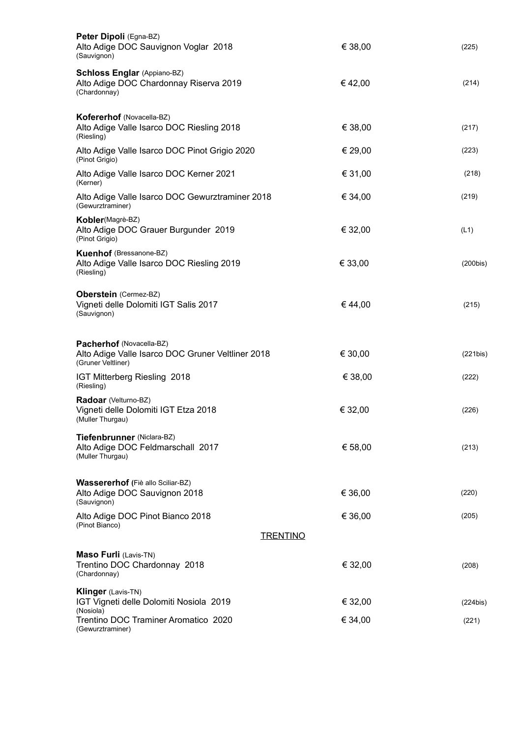**Peter Dipoli** (Egna-BZ)
Alto Adige DOC Sauvignon Voglar 2018 — € 38,00 — (225)
(Sauvignon)

**Schloss Englar** (Appiano-BZ)
Alto Adige DOC Chardonnay Riserva 2019 — € 42,00 — (214)
(Chardonnay)

**Kofererhof** (Novacella-BZ)
Alto Adige Valle Isarco DOC Riesling 2018 — € 38,00 — (217)
(Riesling)

Alto Adige Valle Isarco DOC Pinot Grigio 2020 — € 29,00 — (223)
(Pinot Grigio)

Alto Adige Valle Isarco DOC Kerner 2021 — € 31,00 — (218)
(Kerner)

Alto Adige Valle Isarco DOC Gewurztraminer 2018 — € 34,00 — (219)
(Gewurztraminer)

**Kobler**(Magrè-BZ)
Alto Adige DOC Grauer Burgunder 2019 — € 32,00 — (L1)
(Pinot Grigio)

**Kuenhof** (Bressanone-BZ)
Alto Adige Valle Isarco DOC Riesling 2019 — € 33,00 — (200bis)
(Riesling)

**Oberstein** (Cermez-BZ)
Vigneti delle Dolomiti IGT Salis 2017 — € 44,00 — (215)
(Sauvignon)

**Pacherhof** (Novacella-BZ)
Alto Adige Valle Isarco DOC Gruner Veltliner 2018 — € 30,00 — (221bis)
(Gruner Veltliner)

IGT Mitterberg Riesling 2018 — € 38,00 — (222)
(Riesling)

**Radoar** (Velturno-BZ)
Vigneti delle Dolomiti IGT Etza 2018 — € 32,00 — (226)
(Muller Thurgau)

**Tiefenbrunner** (Niclara-BZ)
Alto Adige DOC Feldmarschall 2017 — € 58,00 — (213)
(Muller Thurgau)

**Wassererhof (**Fiè allo Sciliar-BZ)
Alto Adige DOC Sauvignon 2018 — € 36,00 — (220)
(Sauvignon)

Alto Adige DOC Pinot Bianco 2018 — € 36,00 — (205)
(Pinot Bianco)

## TRENTINO

**Maso Furli** (Lavis-TN)
Trentino DOC Chardonnay 2018 — € 32,00 — (208)
(Chardonnay)

**Klinger** (Lavis-TN)
IGT Vigneti delle Dolomiti Nosiola 2019 — € 32,00 — (224bis)
(Nosiola)

Trentino DOC Traminer Aromatico 2020 — € 34,00 — (221)
(Gewurztraminer)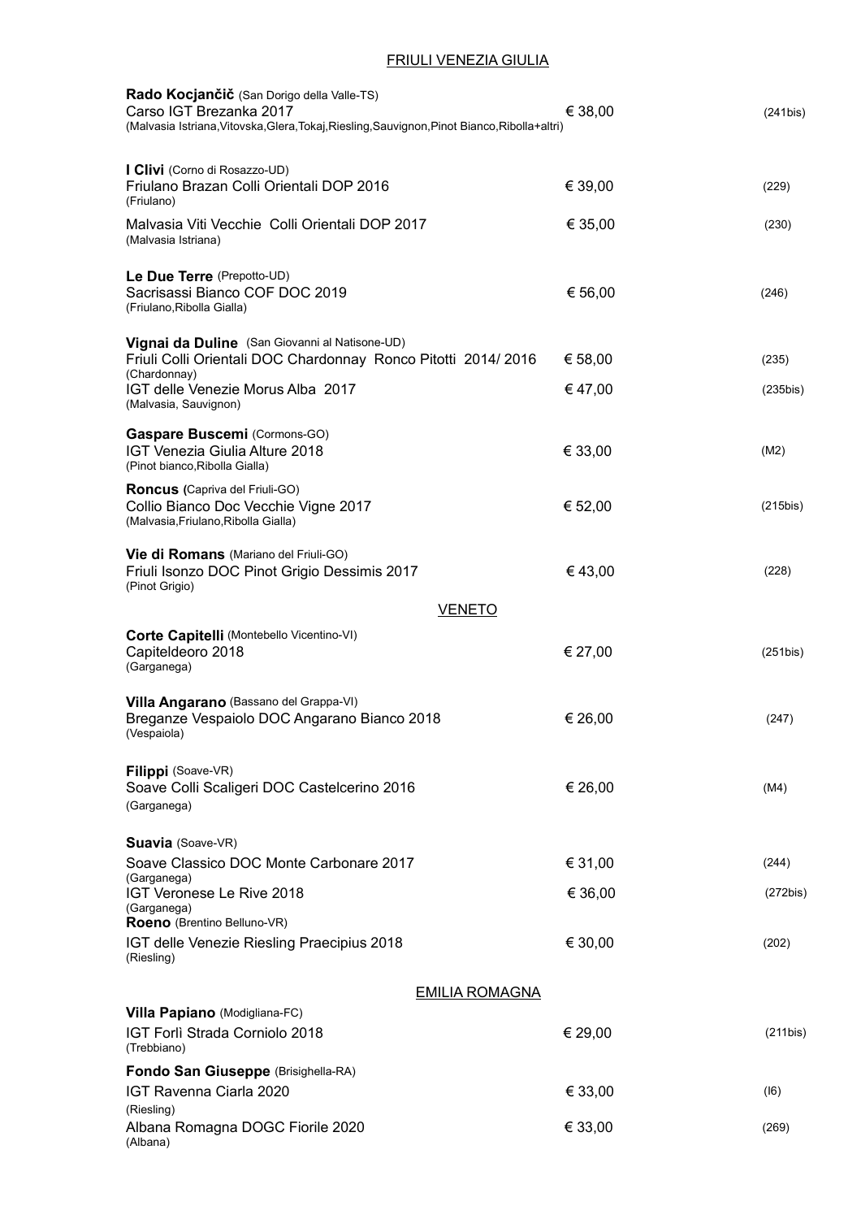## FRIULI VENEZIA GIULIA

**Rado Kocjančič** (San Dorigo della Valle-TS)
Carso IGT Brezanka 2017 — € 38,00 — (241bis)
(Malvasia Istriana,Vitovska,Glera,Tokaj,Riesling,Sauvignon,Pinot Bianco,Ribolla+altri)

**I Clivi** (Corno di Rosazzo-UD)
Friulano Brazan Colli Orientali DOP 2016 — € 39,00 — (229)
(Friulano)
Malvasia Viti Vecchie Colli Orientali DOP 2017 — € 35,00 — (230)
(Malvasia Istriana)

**Le Due Terre** (Prepotto-UD)
Sacrisassi Bianco COF DOC 2019 — € 56,00 — (246)
(Friulano,Ribolla Gialla)

**Vignai da Duline** (San Giovanni al Natisone-UD)
Friuli Colli Orientali DOC Chardonnay Ronco Pitotti 2014/ 2016 — € 58,00 — (235)
(Chardonnay)
IGT delle Venezie Morus Alba 2017 — € 47,00 — (235bis)
(Malvasia, Sauvignon)

**Gaspare Buscemi** (Cormons-GO)
IGT Venezia Giulia Alture 2018 — € 33,00 — (M2)
(Pinot bianco,Ribolla Gialla)

**Roncus (**Capriva del Friuli-GO)
Collio Bianco Doc Vecchie Vigne 2017 — € 52,00 — (215bis)
(Malvasia,Friulano,Ribolla Gialla)

**Vie di Romans** (Mariano del Friuli-GO)
Friuli Isonzo DOC Pinot Grigio Dessimis 2017 — € 43,00 — (228)
(Pinot Grigio)

## VENETO

**Corte Capitelli** (Montebello Vicentino-VI)
Capiteldeoro 2018 — € 27,00 — (251bis)
(Garganega)

**Villa Angarano** (Bassano del Grappa-VI)
Breganze Vespaiolo DOC Angarano Bianco 2018 — € 26,00 — (247)
(Vespaiola)

**Filippi** (Soave-VR)
Soave Colli Scaligeri DOC Castelcerino 2016 — € 26,00 — (M4)
(Garganega)

**Suavia** (Soave-VR)
Soave Classico DOC Monte Carbonare 2017 — € 31,00 — (244)
(Garganega)
IGT Veronese Le Rive 2018 — € 36,00 — (272bis)
(Garganega)

**Roeno** (Brentino Belluno-VR)
IGT delle Venezie Riesling Praecipius 2018 — € 30,00 — (202)
(Riesling)

## EMILIA ROMAGNA

**Villa Papiano** (Modigliana-FC)
IGT Forlì Strada Corniolo 2018 — € 29,00 — (211bis)
(Trebbiano)

**Fondo San Giuseppe** (Brisighella-RA)
IGT Ravenna Ciarla 2020 — € 33,00 — (I6)
(Riesling)
Albana Romagna DOGC Fiorile 2020 — € 33,00 — (269)
(Albana)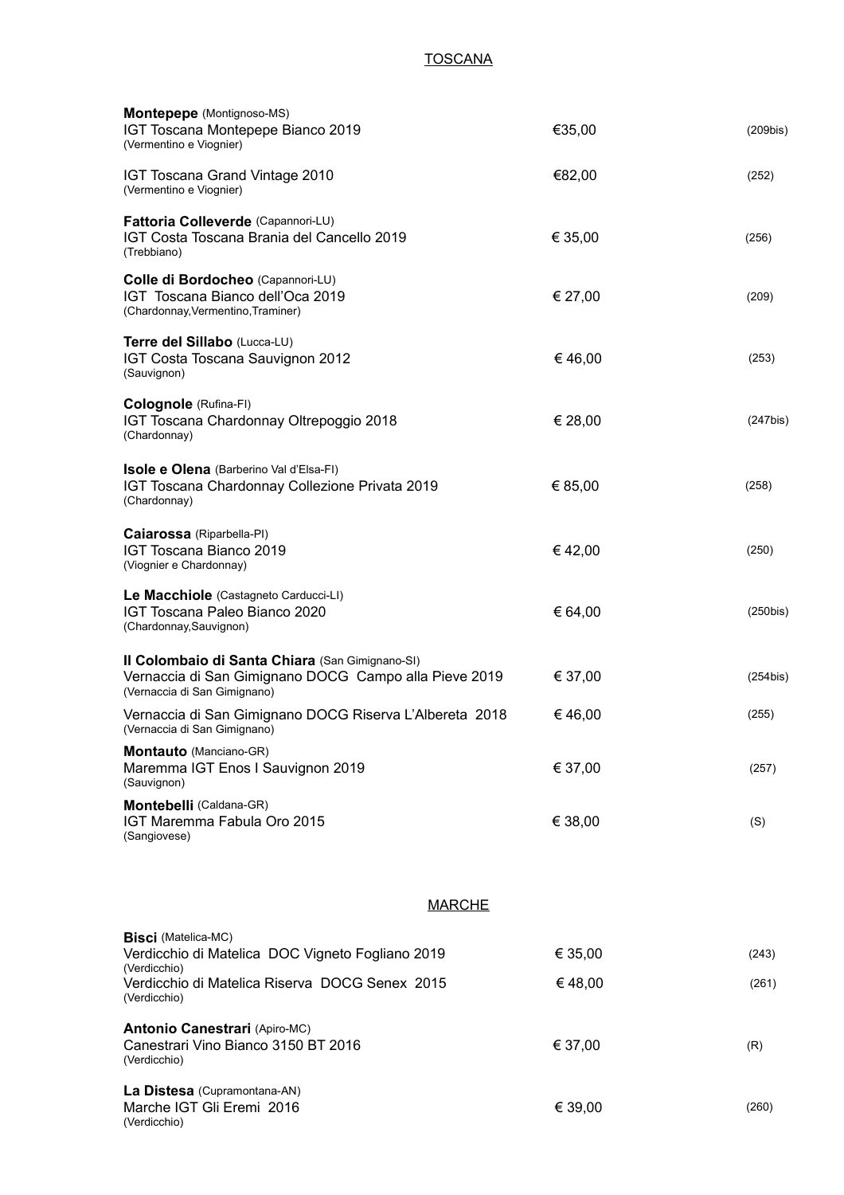## TOSCANA

**Montepepe** (Montignoso-MS)
IGT Toscana Montepepe Bianco 2019 — €35,00 — (209bis)
(Vermentino e Viognier)

IGT Toscana Grand Vintage 2010 — €82,00 — (252)
(Vermentino e Viognier)

**Fattoria Colleverde** (Capannori-LU)
IGT Costa Toscana Brania del Cancello 2019 — € 35,00 — (256)
(Trebbiano)

**Colle di Bordocheo** (Capannori-LU)
IGT Toscana Bianco dell'Oca 2019 — € 27,00 — (209)
(Chardonnay,Vermentino,Traminer)

**Terre del Sillabo** (Lucca-LU)
IGT Costa Toscana Sauvignon 2012 — € 46,00 — (253)
(Sauvignon)

**Colognole** (Rufina-FI)
IGT Toscana Chardonnay Oltrepoggio 2018 — € 28,00 — (247bis)
(Chardonnay)

**Isole e Olena** (Barberino Val d'Elsa-FI)
IGT Toscana Chardonnay Collezione Privata 2019 — € 85,00 — (258)
(Chardonnay)

**Caiarossa** (Riparbella-PI)
IGT Toscana Bianco 2019 — € 42,00 — (250)
(Viognier e Chardonnay)

**Le Macchiole** (Castagneto Carducci-LI)
IGT Toscana Paleo Bianco 2020 — € 64,00 — (250bis)
(Chardonnay,Sauvignon)

**Il Colombaio di Santa Chiara** (San Gimignano-SI)
Vernaccia di San Gimignano DOCG Campo alla Pieve 2019 — € 37,00 — (254bis)
(Vernaccia di San Gimignano)

Vernaccia di San Gimignano DOCG Riserva L'Albereta 2018 — € 46,00 — (255)
(Vernaccia di San Gimignano)

**Montauto** (Manciano-GR)
Maremma IGT Enos I Sauvignon 2019 — € 37,00 — (257)
(Sauvignon)

**Montebelli** (Caldana-GR)
IGT Maremma Fabula Oro 2015 — € 38,00 — (S)
(Sangiovese)

## MARCHE

**Bisci** (Matelica-MC)
Verdicchio di Matelica DOC Vigneto Fogliano 2019 — € 35,00 — (243)
(Verdicchio)
Verdicchio di Matelica Riserva DOCG Senex 2015 — € 48,00 — (261)
(Verdicchio)

**Antonio Canestrari** (Apiro-MC)
Canestrari Vino Bianco 3150 BT 2016 — € 37,00 — (R)
(Verdicchio)

**La Distesa** (Cupramontana-AN)
Marche IGT Gli Eremi 2016 — € 39,00 — (260)
(Verdicchio)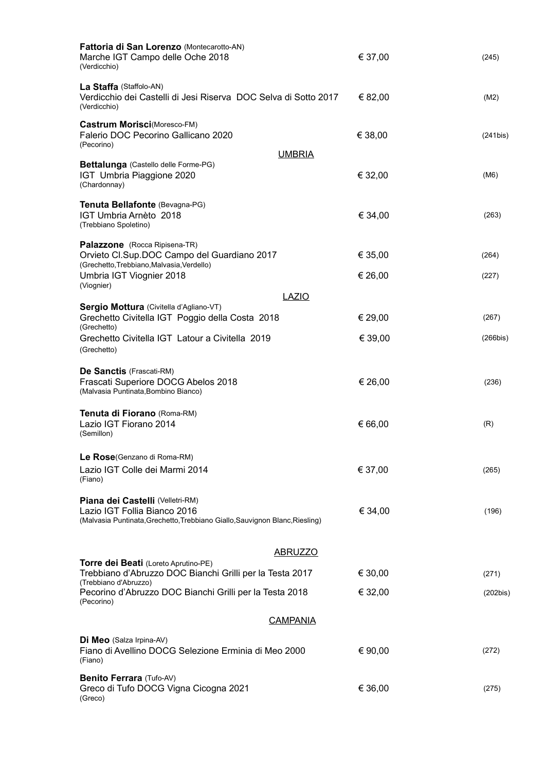**Fattoria di San Lorenzo** (Montecarotto-AN)
Marche IGT Campo delle Oche 2018 — € 37,00 — (245)
(Verdicchio)

**La Staffa** (Staffolo-AN)
Verdicchio dei Castelli di Jesi Riserva DOC Selva di Sotto 2017 — € 82,00 — (M2)
(Verdicchio)

**Castrum Morisci**(Moresco-FM)
Falerio DOC Pecorino Gallicano 2020 — € 38,00 — (241bis)
(Pecorino)

## UMBRIA

**Bettalunga** (Castello delle Forme-PG)
IGT Umbria Piaggione 2020 — € 32,00 — (M6)
(Chardonnay)

**Tenuta Bellafonte** (Bevagna-PG)
IGT Umbria Arnèto 2018 — € 34,00 — (263)
(Trebbiano Spoletino)

**Palazzone** (Rocca Ripisena-TR)
Orvieto Cl.Sup.DOC Campo del Guardiano 2017 — € 35,00 — (264)
(Grechetto,Trebbiano,Malvasia,Verdello)
Umbria IGT Viognier 2018 — € 26,00 — (227)
(Viognier)

## LAZIO

**Sergio Mottura** (Civitella d'Agliano-VT)
Grechetto Civitella IGT Poggio della Costa 2018 — € 29,00 — (267)
(Grechetto)
Grechetto Civitella IGT Latour a Civitella 2019 — € 39,00 — (266bis)
(Grechetto)

**De Sanctis** (Frascati-RM)
Frascati Superiore DOCG Abelos 2018 — € 26,00 — (236)
(Malvasia Puntinata,Bombino Bianco)

**Tenuta di Fiorano** (Roma-RM)
Lazio IGT Fiorano 2014 — € 66,00 — (R)
(Semillon)

**Le Rose**(Genzano di Roma-RM)
Lazio IGT Colle dei Marmi 2014 — € 37,00 — (265)
(Fiano)

**Piana dei Castelli** (Velletri-RM)
Lazio IGT Follia Bianco 2016 — € 34,00 — (196)
(Malvasia Puntinata,Grechetto,Trebbiano Giallo,Sauvignon Blanc,Riesling)

## ABRUZZO

**Torre dei Beati** (Loreto Aprutino-PE)
Trebbiano d'Abruzzo DOC Bianchi Grilli per la Testa 2017 — € 30,00 — (271)
(Trebbiano d'Abruzzo)
Pecorino d'Abruzzo DOC Bianchi Grilli per la Testa 2018 — € 32,00 — (202bis)
(Pecorino)

## CAMPANIA

**Di Meo** (Salza Irpina-AV)
Fiano di Avellino DOCG Selezione Erminia di Meo 2000 — € 90,00 — (272)
(Fiano)

**Benito Ferrara** (Tufo-AV)
Greco di Tufo DOCG Vigna Cicogna 2021 — € 36,00 — (275)
(Greco)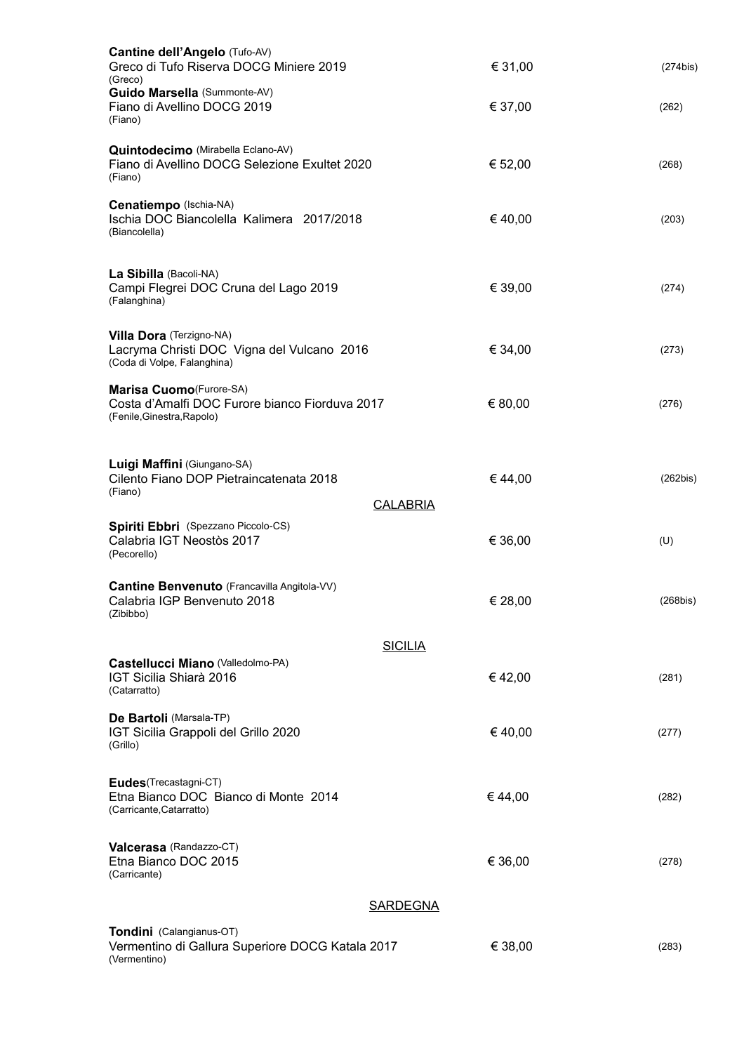**Cantine dell'Angelo** (Tufo-AV)
Greco di Tufo Riserva DOCG Miniere 2019 — € 31,00 — (274bis)
(Greco)

**Guido Marsella** (Summonte-AV)
Fiano di Avellino DOCG 2019 — € 37,00 — (262)
(Fiano)

**Quintodecimo** (Mirabella Eclano-AV)
Fiano di Avellino DOCG Selezione Exultet 2020 — € 52,00 — (268)
(Fiano)

**Cenatiempo** (Ischia-NA)
Ischia DOC Biancolella Kalimera 2017/2018 — € 40,00 — (203)
(Biancolella)

**La Sibilla** (Bacoli-NA)
Campi Flegrei DOC Cruna del Lago 2019 — € 39,00 — (274)
(Falanghina)

**Villa Dora** (Terzigno-NA)
Lacryma Christi DOC Vigna del Vulcano 2016 — € 34,00 — (273)
(Coda di Volpe, Falanghina)

**Marisa Cuomo**(Furore-SA)
Costa d'Amalfi DOC Furore bianco Fiorduva 2017 — € 80,00 — (276)
(Fenile,Ginestra,Rapolo)

**Luigi Maffini** (Giungano-SA)
Cilento Fiano DOP Pietraincatenata 2018 — € 44,00 — (262bis)
(Fiano)

## CALABRIA

**Spiriti Ebbri** (Spezzano Piccolo-CS)
Calabria IGT Neostòs 2017 — € 36,00 — (U)
(Pecorello)

**Cantine Benvenuto** (Francavilla Angitola-VV)
Calabria IGP Benvenuto 2018 — € 28,00 — (268bis)
(Zibibbo)

## SICILIA

**Castellucci Miano** (Valledolmo-PA)
IGT Sicilia Shiarà 2016 — € 42,00 — (281)
(Catarratto)

**De Bartoli** (Marsala-TP)
IGT Sicilia Grappoli del Grillo 2020 — € 40,00 — (277)
(Grillo)

**Eudes**(Trecastagni-CT)
Etna Bianco DOC Bianco di Monte 2014 — € 44,00 — (282)
(Carricante,Catarratto)

**Valcerasa** (Randazzo-CT)
Etna Bianco DOC 2015 — € 36,00 — (278)
(Carricante)

## SARDEGNA

**Tondini** (Calangianus-OT)
Vermentino di Gallura Superiore DOCG Katala 2017 — € 38,00 — (283)
(Vermentino)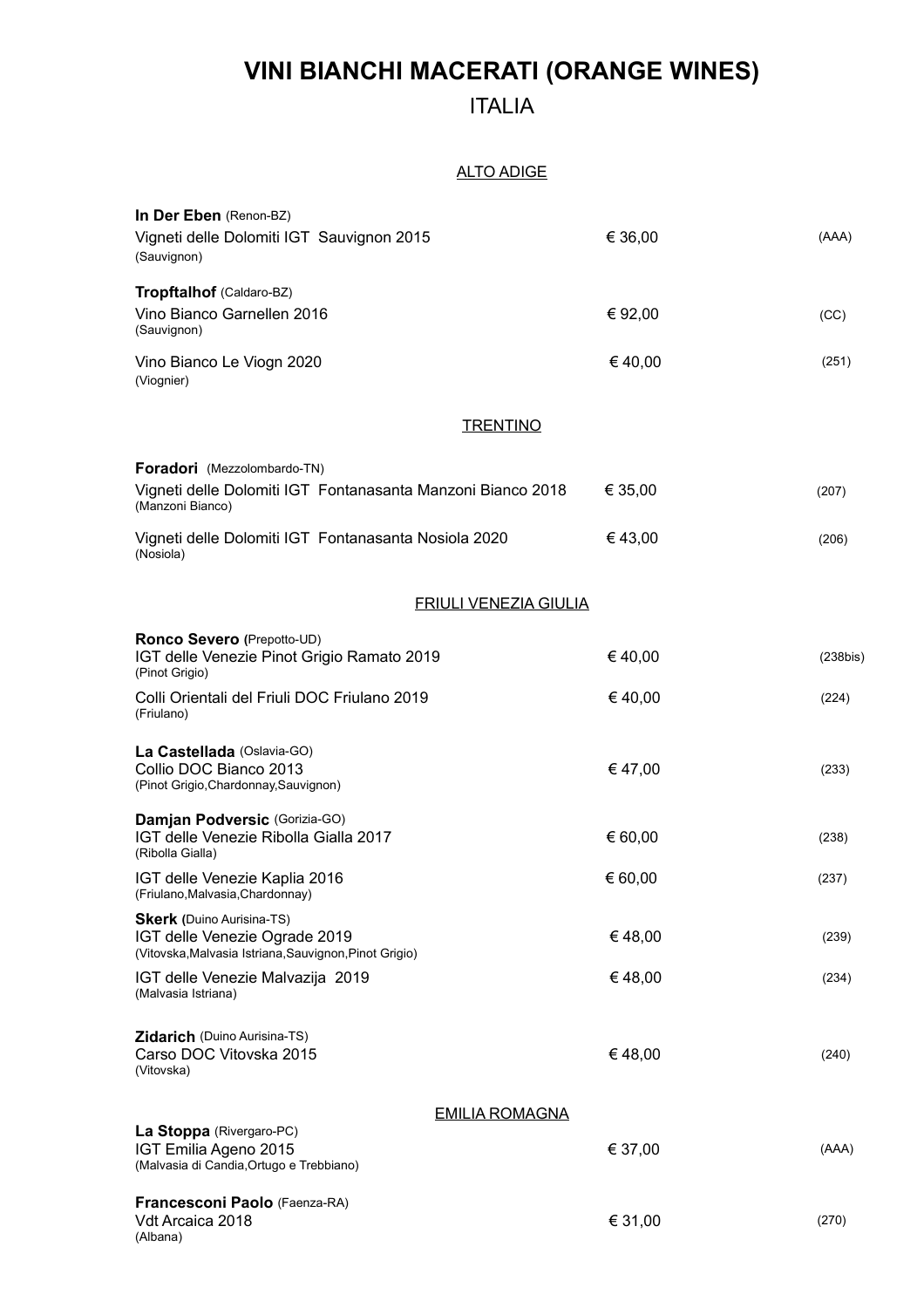# VINI BIANCHI MACERATI (ORANGE WINES)

## ITALIA

### ALTO ADIGE

**In Der Eben** (Renon-BZ)
Vigneti delle Dolomiti IGT Sauvignon 2015 — € 36,00 — (AAA)
(Sauvignon)

**Tropftalhof** (Caldaro-BZ)
Vino Bianco Garnellen 2016 — € 92,00 — (CC)
(Sauvignon)

Vino Bianco Le Viogn 2020 — € 40,00 — (251)
(Viognier)

### TRENTINO

**Foradori** (Mezzolombardo-TN)
Vigneti delle Dolomiti IGT Fontanasanta Manzoni Bianco 2018 — € 35,00 — (207)
(Manzoni Bianco)

Vigneti delle Dolomiti IGT Fontanasanta Nosiola 2020 — € 43,00 — (206)
(Nosiola)

### FRIULI VENEZIA GIULIA

**Ronco Severo** (Prepotto-UD)
IGT delle Venezie Pinot Grigio Ramato 2019 — € 40,00 — (238bis)
(Pinot Grigio)

Colli Orientali del Friuli DOC Friulano 2019 — € 40,00 — (224)
(Friulano)

**La Castellada** (Oslavia-GO)
Collio DOC Bianco 2013 — € 47,00 — (233)
(Pinot Grigio,Chardonnay,Sauvignon)

**Damjan Podversic** (Gorizia-GO)
IGT delle Venezie Ribolla Gialla 2017 — € 60,00 — (238)
(Ribolla Gialla)

IGT delle Venezie Kaplia 2016 — € 60,00 — (237)
(Friulano,Malvasia,Chardonnay)

**Skerk** (Duino Aurisina-TS)
IGT delle Venezie Ograde 2019 — € 48,00 — (239)
(Vitovska,Malvasia Istriana,Sauvignon,Pinot Grigio)

IGT delle Venezie Malvazija 2019 — € 48,00 — (234)
(Malvasia Istriana)

**Zidarich** (Duino Aurisina-TS)
Carso DOC Vitovska 2015 — € 48,00 — (240)
(Vitovska)

### EMILIA ROMAGNA

**La Stoppa** (Rivergaro-PC)
IGT Emilia Ageno 2015 — € 37,00 — (AAA)
(Malvasia di Candia,Ortugo e Trebbiano)

**Francesconi Paolo** (Faenza-RA)
Vdt Arcaica 2018 — € 31,00 — (270)
(Albana)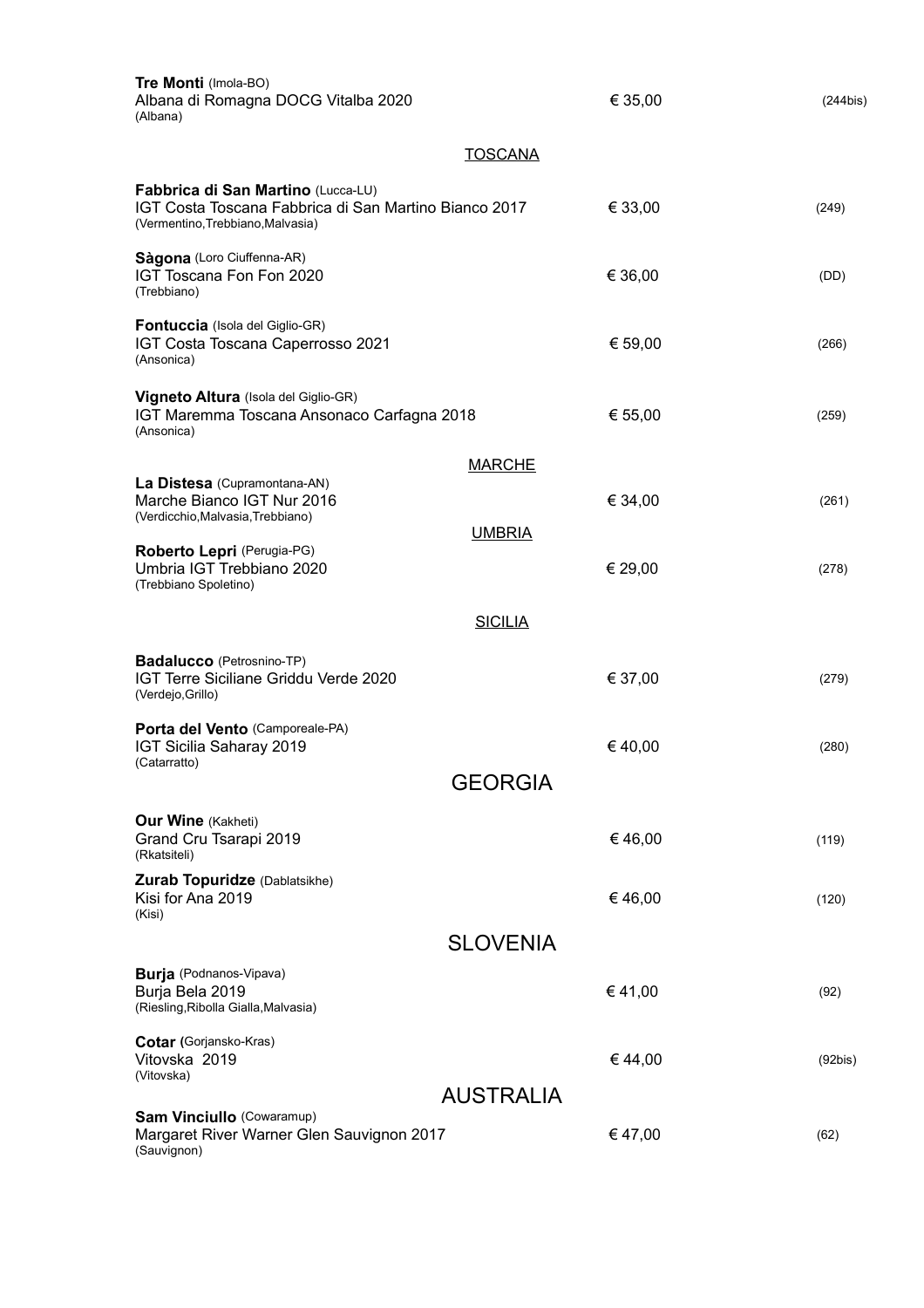**Tre Monti** (Imola-BO)
Albana di Romagna DOCG Vitalba 2020 — € 35,00 — (244bis)
(Albana)

## TOSCANA

**Fabbrica di San Martino** (Lucca-LU)
IGT Costa Toscana Fabbrica di San Martino Bianco 2017 — € 33,00 — (249)
(Vermentino,Trebbiano,Malvasia)

**Sàgona** (Loro Ciuffenna-AR)
IGT Toscana Fon Fon 2020 — € 36,00 — (DD)
(Trebbiano)

**Fontuccia** (Isola del Giglio-GR)
IGT Costa Toscana Caperrosso 2021 — € 59,00 — (266)
(Ansonica)

**Vigneto Altura** (Isola del Giglio-GR)
IGT Maremma Toscana Ansonaco Carfagna 2018 — € 55,00 — (259)
(Ansonica)

## MARCHE

**La Distesa** (Cupramontana-AN)
Marche Bianco IGT Nur 2016 — € 34,00 — (261)
(Verdicchio,Malvasia,Trebbiano)

## UMBRIA

**Roberto Lepri** (Perugia-PG)
Umbria IGT Trebbiano 2020 — € 29,00 — (278)
(Trebbiano Spoletino)

## SICILIA

**Badalucco** (Petrosnino-TP)
IGT Terre Siciliane Griddu Verde 2020 — € 37,00 — (279)
(Verdejo,Grillo)

**Porta del Vento** (Camporeale-PA)
IGT Sicilia Saharay 2019 — € 40,00 — (280)
(Catarratto)

# GEORGIA

**Our Wine** (Kakheti)
Grand Cru Tsarapi 2019 — € 46,00 — (119)
(Rkatsiteli)

**Zurab Topuridze** (Dablatsikhe)
Kisi for Ana 2019 — € 46,00 — (120)
(Kisi)

# SLOVENIA

**Burja** (Podnanos-Vipava)
Burja Bela 2019 — € 41,00 — (92)
(Riesling,Ribolla Gialla,Malvasia)

**Cotar** (Gorjansko-Kras)
Vitovska 2019 — € 44,00 — (92bis)
(Vitovska)

# AUSTRALIA

**Sam Vinciullo** (Cowaramup)
Margaret River Warner Glen Sauvignon 2017 — € 47,00 — (62)
(Sauvignon)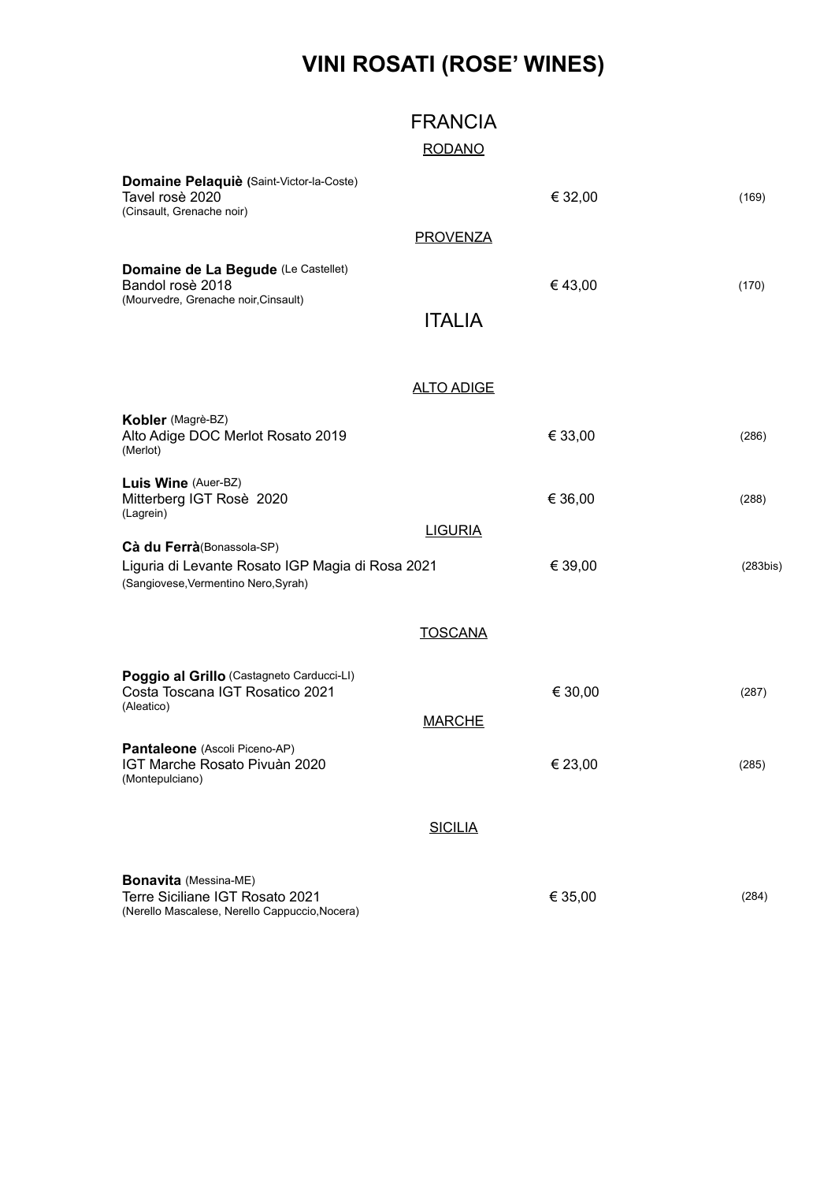# VINI ROSATI (ROSE' WINES)

## FRANCIA

### RODANO

**Domaine Pelaquiè** (Saint-Victor-la-Coste)
Tavel rosè 2020 — € 32,00 — (169)
(Cinsault, Grenache noir)

### PROVENZA

**Domaine de La Begude** (Le Castellet)
Bandol rosè 2018 — € 43,00 — (170)
(Mourvedre, Grenache noir,Cinsault)

## ITALIA

### ALTO ADIGE

**Kobler** (Magrè-BZ)
Alto Adige DOC Merlot Rosato 2019 — € 33,00 — (286)
(Merlot)

**Luis Wine** (Auer-BZ)
Mitterberg IGT Rosè 2020 — € 36,00 — (288)
(Lagrein)

### LIGURIA

**Cà du Ferrà**(Bonassola-SP)
Liguria di Levante Rosato IGP Magia di Rosa 2021 — € 39,00 — (283bis)
(Sangiovese,Vermentino Nero,Syrah)

### TOSCANA

**Poggio al Grillo** (Castagneto Carducci-LI)
Costa Toscana IGT Rosatico 2021 — € 30,00 — (287)
(Aleatico)

### MARCHE

**Pantaleone** (Ascoli Piceno-AP)
IGT Marche Rosato Pivuàn 2020 — € 23,00 — (285)
(Montepulciano)

### SICILIA

**Bonavita** (Messina-ME)
Terre Siciliane IGT Rosato 2021 — € 35,00 — (284)
(Nerello Mascalese, Nerello Cappuccio,Nocera)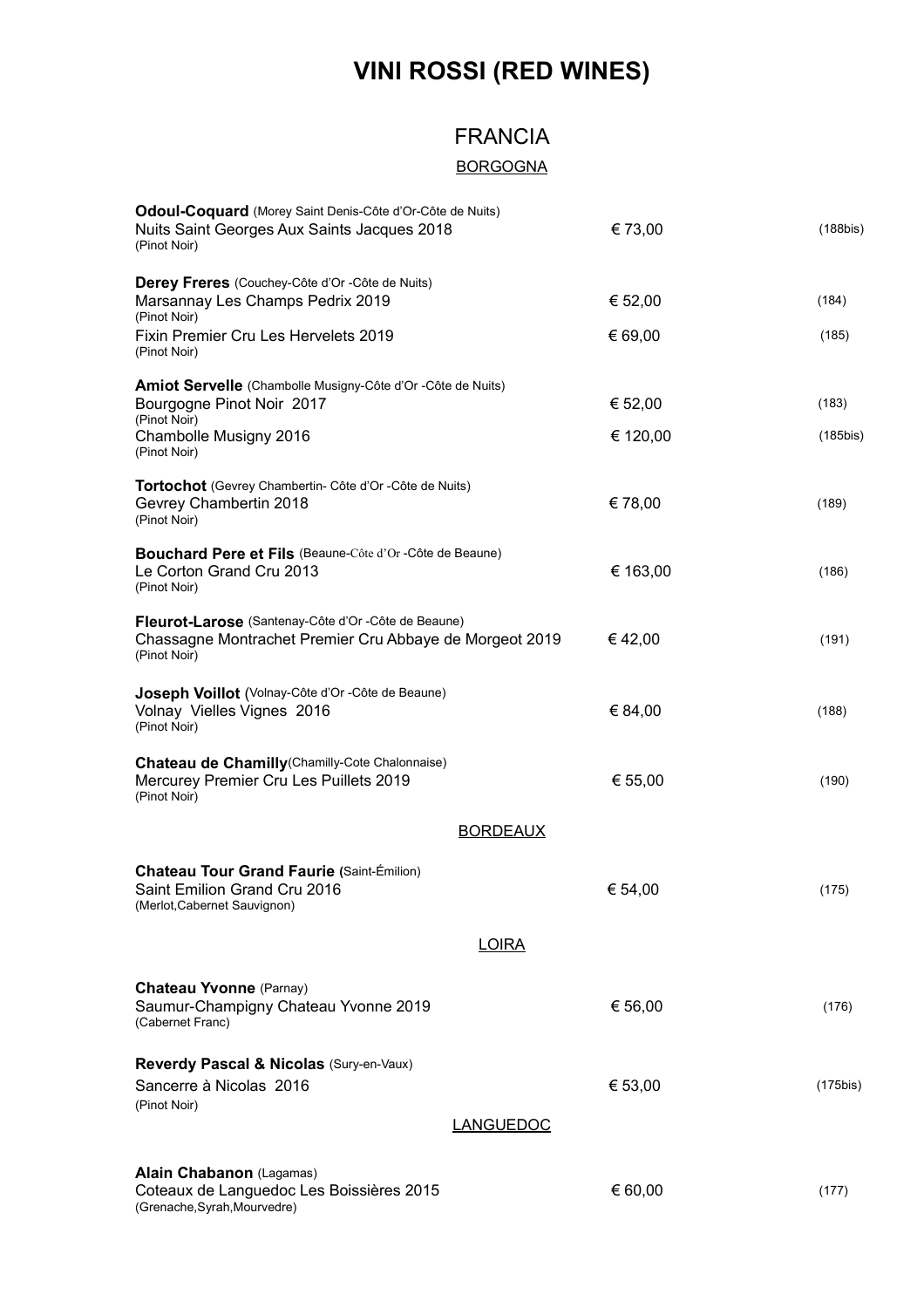# VINI ROSSI (RED WINES)

## FRANCIA

### BORGOGNA

| | | |
|---|---|---|
| **Odoul-Coquard** (Morey Saint Denis-Côte d'Or-Côte de Nuits)<br>Nuits Saint Georges Aux Saints Jacques 2018<br>(Pinot Noir) | € 73,00 | (188bis) |
| **Derey Freres** (Couchey-Côte d'Or -Côte de Nuits)<br>Marsannay Les Champs Pedrix 2019<br>(Pinot Noir) | € 52,00 | (184) |
| Fixin Premier Cru Les Hervelets 2019<br>(Pinot Noir) | € 69,00 | (185) |
| **Amiot Servelle** (Chambolle Musigny-Côte d'Or -Côte de Nuits)<br>Bourgogne Pinot Noir 2017<br>(Pinot Noir) | € 52,00 | (183) |
| Chambolle Musigny 2016<br>(Pinot Noir) | € 120,00 | (185bis) |
| **Tortochot** (Gevrey Chambertin- Côte d'Or -Côte de Nuits)<br>Gevrey Chambertin 2018<br>(Pinot Noir) | € 78,00 | (189) |
| **Bouchard Pere et Fils** (Beaune-Côte d'Or -Côte de Beaune)<br>Le Corton Grand Cru 2013<br>(Pinot Noir) | € 163,00 | (186) |
| **Fleurot-Larose** (Santenay-Côte d'Or -Côte de Beaune)<br>Chassagne Montrachet Premier Cru Abbaye de Morgeot 2019<br>(Pinot Noir) | € 42,00 | (191) |
| **Joseph Voillot** (Volnay-Côte d'Or -Côte de Beaune)<br>Volnay Vielles Vignes 2016<br>(Pinot Noir) | € 84,00 | (188) |
| **Chateau de Chamilly**(Chamilly-Cote Chalonnaise)<br>Mercurey Premier Cru Les Puillets 2019<br>(Pinot Noir) | € 55,00 | (190) |

### BORDEAUX

| | | |
|---|---|---|
| **Chateau Tour Grand Faurie** (Saint-Émilion)<br>Saint Emilion Grand Cru 2016<br>(Merlot,Cabernet Sauvignon) | € 54,00 | (175) |

### LOIRA

| | | |
|---|---|---|
| **Chateau Yvonne** (Parnay)<br>Saumur-Champigny Chateau Yvonne 2019<br>(Cabernet Franc) | € 56,00 | (176) |
| **Reverdy Pascal & Nicolas** (Sury-en-Vaux)<br>Sancerre à Nicolas 2016<br>(Pinot Noir) | € 53,00 | (175bis) |

### LANGUEDOC

| | | |
|---|---|---|
| **Alain Chabanon** (Lagamas)<br>Coteaux de Languedoc Les Boissières 2015<br>(Grenache,Syrah,Mourvedre) | € 60,00 | (177) |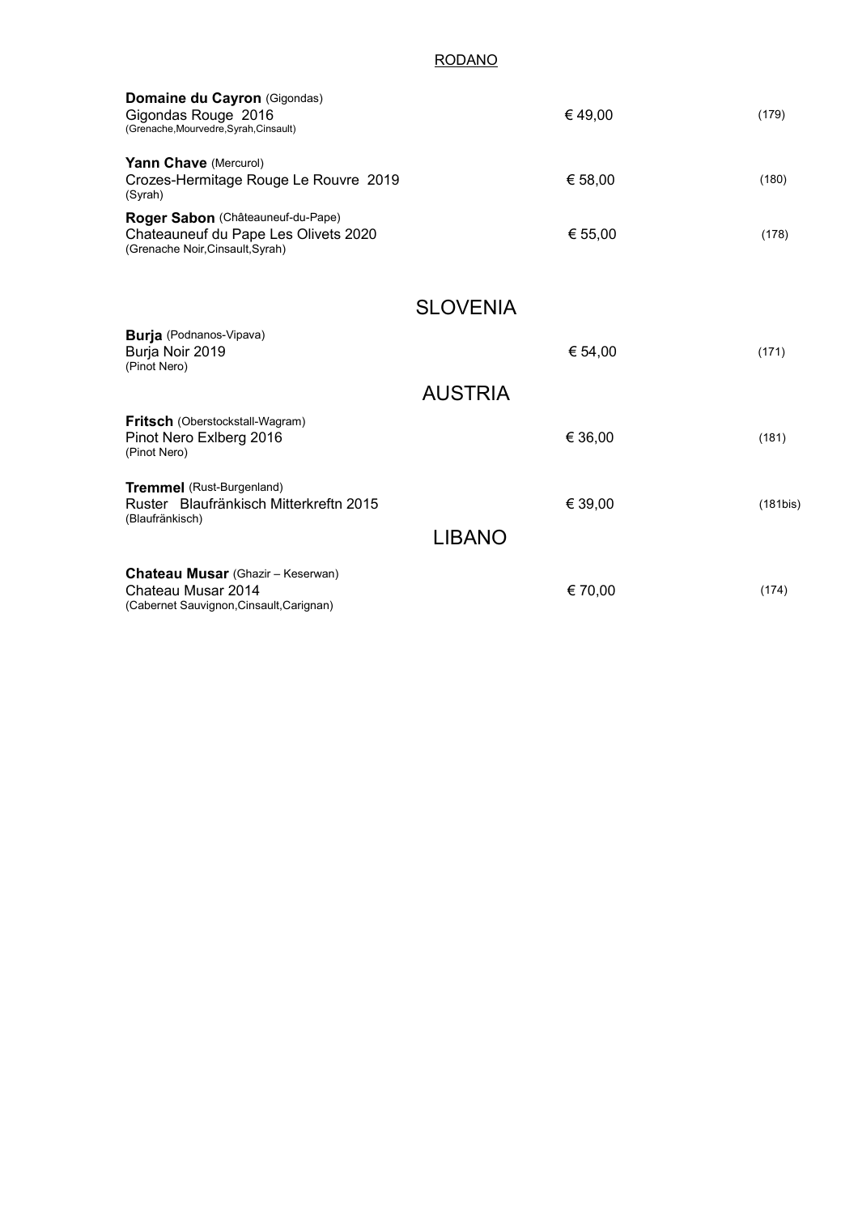## RODANO

| | | |
|---|---|---|
| **Domaine du Cayron** (Gigondas)<br>Gigondas Rouge 2016<br>(Grenache,Mourvedre,Syrah,Cinsault) | € 49,00 | (179) |
| **Yann Chave** (Mercurol)<br>Crozes-Hermitage Rouge Le Rouvre 2019<br>(Syrah) | € 58,00 | (180) |
| **Roger Sabon** (Châteauneuf-du-Pape)<br>Chateauneuf du Pape Les Olivets 2020<br>(Grenache Noir,Cinsault,Syrah) | € 55,00 | (178) |

## SLOVENIA

| | | |
|---|---|---|
| **Burja** (Podnanos-Vipava)<br>Burja Noir 2019<br>(Pinot Nero) | € 54,00 | (171) |

## AUSTRIA

| | | |
|---|---|---|
| **Fritsch** (Oberstockstall-Wagram)<br>Pinot Nero Exlberg 2016<br>(Pinot Nero) | € 36,00 | (181) |
| **Tremmel** (Rust-Burgenland)<br>Ruster Blaufränkisch Mitterkreftn 2015<br>(Blaufränkisch) | € 39,00 | (181bis) |

## LIBANO

| | | |
|---|---|---|
| **Chateau Musar** (Ghazir – Keserwan)<br>Chateau Musar 2014<br>(Cabernet Sauvignon,Cinsault,Carignan) | € 70,00 | (174) |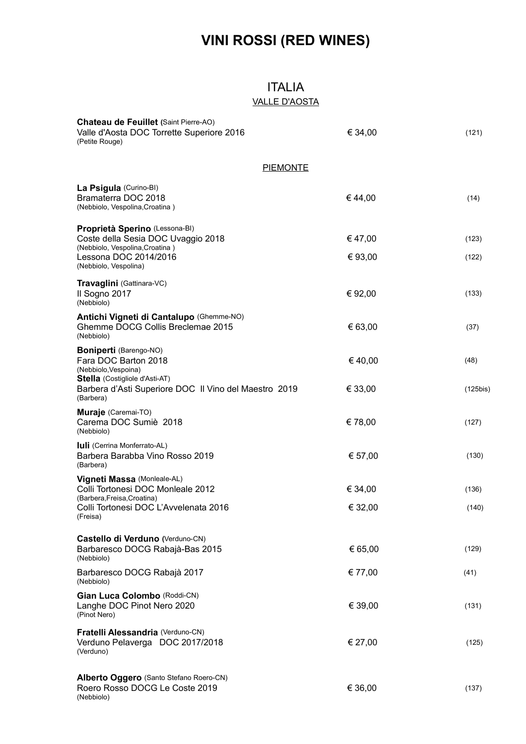# VINI ROSSI (RED WINES)

## ITALIA

### VALLE D'AOSTA

| Wine | Price | Ref. |
|---|---|---|
| **Chateau de Feuillet (**Saint Pierre-AO)<br>Valle d'Aosta DOC Torrette Superiore 2016<br>(Petite Rouge) | € 34,00 | (121) |

### PIEMONTE

| Wine | Price | Ref. |
|---|---|---|
| **La Psigula** (Curino-BI)<br>Bramaterra DOC 2018<br>(Nebbiolo, Vespolina,Croatina ) | € 44,00 | (14) |
| **Proprietà Sperino** (Lessona-BI)<br>Coste della Sesia DOC Uvaggio 2018<br>(Nebbiolo, Vespolina,Croatina ) | € 47,00 | (123) |
| Lessona DOC 2014/2016<br>(Nebbiolo, Vespolina) | € 93,00 | (122) |
| **Travaglini** (Gattinara-VC)<br>Il Sogno 2017<br>(Nebbiolo) | € 92,00 | (133) |
| **Antichi Vigneti di Cantalupo** (Ghemme-NO)<br>Ghemme DOCG Collis Breclemae 2015<br>(Nebbiolo) | € 63,00 | (37) |
| **Boniperti** (Barengo-NO)<br>Fara DOC Barton 2018<br>(Nebbiolo,Vespoina) | € 40,00 | (48) |
| **Stella** (Costigliole d'Asti-AT)<br>Barbera d'Asti Superiore DOC Il Vino del Maestro 2019<br>(Barbera) | € 33,00 | (125bis) |
| **Muraje** (Caremai-TO)<br>Carema DOC Sumiè 2018<br>(Nebbiolo) | € 78,00 | (127) |
| **Iuli** (Cerrina Monferrato-AL)<br>Barbera Barabba Vino Rosso 2019<br>(Barbera) | € 57,00 | (130) |
| **Vigneti Massa** (Monleale-AL)<br>Colli Tortonesi DOC Monleale 2012<br>(Barbera,Freisa,Croatina) | € 34,00 | (136) |
| Colli Tortonesi DOC L'Avvelenata 2016<br>(Freisa) | € 32,00 | (140) |
| **Castello di Verduno (**Verduno-CN)<br>Barbaresco DOCG Rabajà-Bas 2015<br>(Nebbiolo) | € 65,00 | (129) |
| Barbaresco DOCG Rabajà 2017<br>(Nebbiolo) | € 77,00 | (41) |
| **Gian Luca Colombo** (Roddi-CN)<br>Langhe DOC Pinot Nero 2020<br>(Pinot Nero) | € 39,00 | (131) |
| **Fratelli Alessandria** (Verduno-CN)<br>Verduno Pelaverga DOC 2017/2018<br>(Verduno) | € 27,00 | (125) |
| **Alberto Oggero** (Santo Stefano Roero-CN)<br>Roero Rosso DOCG Le Coste 2019<br>(Nebbiolo) | € 36,00 | (137) |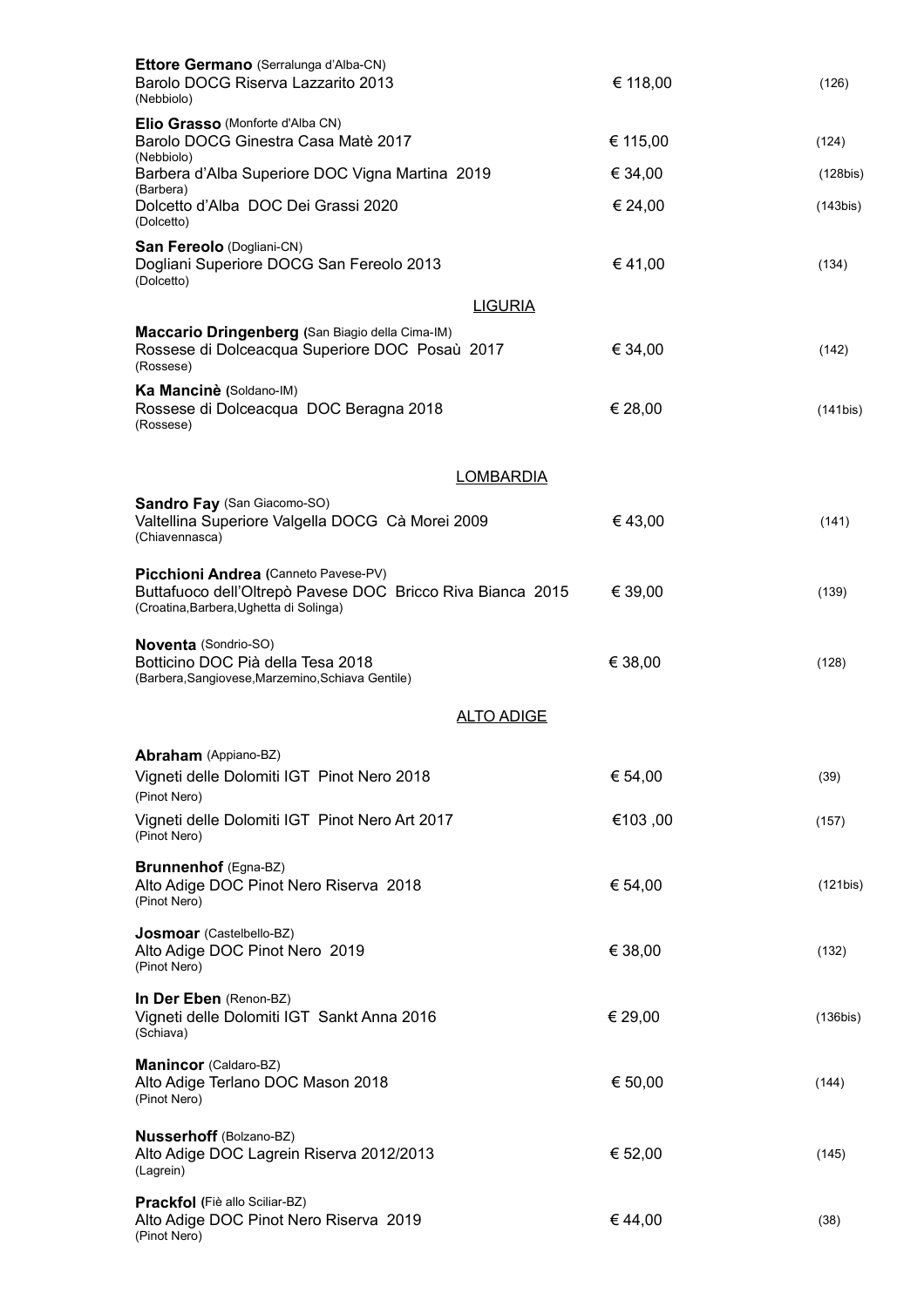**Ettore Germano** (Serralunga d'Alba-CN)
Barolo DOCG Riserva Lazzarito 2013 — € 118,00 — (126)
(Nebbiolo)

**Elio Grasso** (Monforte d'Alba CN)
Barolo DOCG Ginestra Casa Matè 2017 — € 115,00 — (124)
(Nebbiolo)
Barbera d'Alba Superiore DOC Vigna Martina 2019 — € 34,00 — (128bis)
(Barbera)
Dolcetto d'Alba DOC Dei Grassi 2020 — € 24,00 — (143bis)
(Dolcetto)

**San Fereolo** (Dogliani-CN)
Dogliani Superiore DOCG San Fereolo 2013 — € 41,00 — (134)
(Dolcetto)

## LIGURIA

**Maccario Dringenberg** (San Biagio della Cima-IM)
Rossese di Dolceacqua Superiore DOC Posaù 2017 — € 34,00 — (142)
(Rossese)

**Ka Mancinè** (Soldano-IM)
Rossese di Dolceacqua DOC Beragna 2018 — € 28,00 — (141bis)
(Rossese)

## LOMBARDIA

**Sandro Fay** (San Giacomo-SO)
Valtellina Superiore Valgella DOCG Cà Morei 2009 — € 43,00 — (141)
(Chiavennasca)

**Picchioni Andrea** (Canneto Pavese-PV)
Buttafuoco dell'Oltrepò Pavese DOC Bricco Riva Bianca 2015 — € 39,00 — (139)
(Croatina,Barbera,Ughetta di Solinga)

**Noventa** (Sondrio-SO)
Botticino DOC Pià della Tesa 2018 — € 38,00 — (128)
(Barbera,Sangiovese,Marzemino,Schiava Gentile)

## ALTO ADIGE

**Abraham** (Appiano-BZ)
Vigneti delle Dolomiti IGT Pinot Nero 2018 — € 54,00 — (39)
(Pinot Nero)
Vigneti delle Dolomiti IGT Pinot Nero Art 2017 — €103 ,00 — (157)
(Pinot Nero)

**Brunnenhof** (Egna-BZ)
Alto Adige DOC Pinot Nero Riserva 2018 — € 54,00 — (121bis)
(Pinot Nero)

**Josmoar** (Castelbello-BZ)
Alto Adige DOC Pinot Nero 2019 — € 38,00 — (132)
(Pinot Nero)

**In Der Eben** (Renon-BZ)
Vigneti delle Dolomiti IGT Sankt Anna 2016 — € 29,00 — (136bis)
(Schiava)

**Manincor** (Caldaro-BZ)
Alto Adige Terlano DOC Mason 2018 — € 50,00 — (144)
(Pinot Nero)

**Nusserhoff** (Bolzano-BZ)
Alto Adige DOC Lagrein Riserva 2012/2013 — € 52,00 — (145)
(Lagrein)

**Prackfol** (Fiè allo Sciliar-BZ)
Alto Adige DOC Pinot Nero Riserva 2019 — € 44,00 — (38)
(Pinot Nero)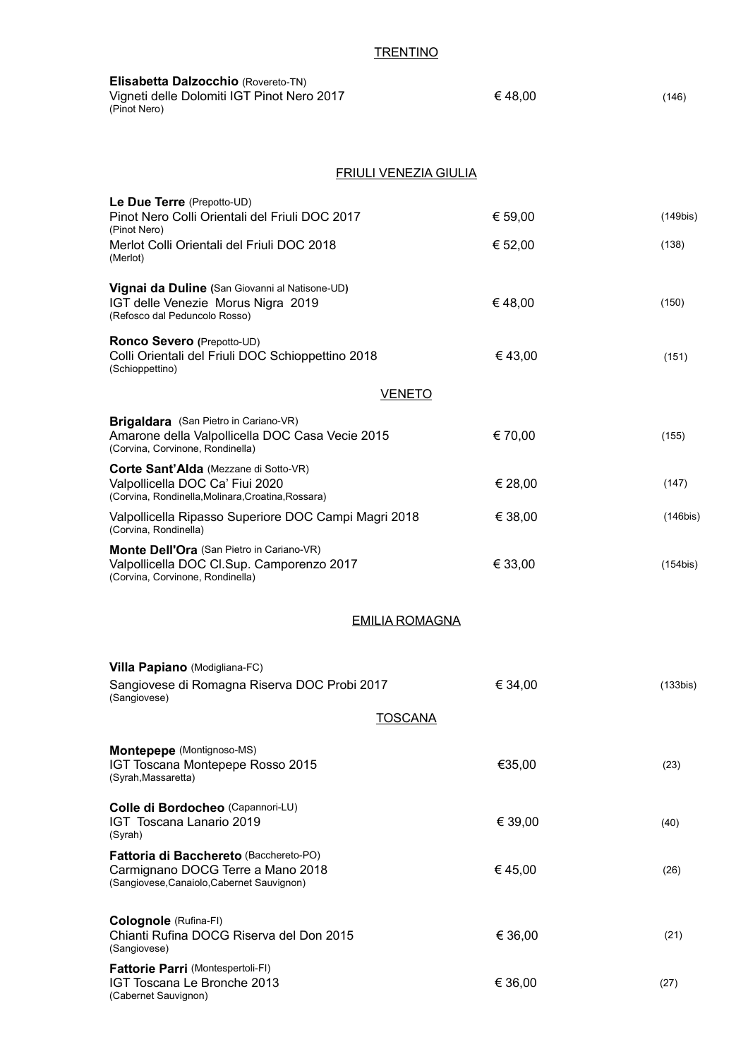## TRENTINO

**Elisabetta Dalzocchio** (Rovereto-TN)
Vigneti delle Dolomiti IGT Pinot Nero 2017 — € 48,00 — (146)
(Pinot Nero)

## FRIULI VENEZIA GIULIA

**Le Due Terre** (Prepotto-UD)
Pinot Nero Colli Orientali del Friuli DOC 2017 — € 59,00 — (149bis)
(Pinot Nero)
Merlot Colli Orientali del Friuli DOC 2018 — € 52,00 — (138)
(Merlot)

**Vignai da Duline (**San Giovanni al Natisone-UD**)**
IGT delle Venezie Morus Nigra 2019 — € 48,00 — (150)
(Refosco dal Peduncolo Rosso)

**Ronco Severo (**Prepotto-UD)
Colli Orientali del Friuli DOC Schioppettino 2018 — € 43,00 — (151)
(Schioppettino)

## VENETO

**Brigaldara** (San Pietro in Cariano-VR)
Amarone della Valpollicella DOC Casa Vecie 2015 — € 70,00 — (155)
(Corvina, Corvinone, Rondinella)

**Corte Sant'Alda** (Mezzane di Sotto-VR)
Valpollicella DOC Ca' Fiui 2020 — € 28,00 — (147)
(Corvina, Rondinella,Molinara,Croatina,Rossara)
Valpollicella Ripasso Superiore DOC Campi Magri 2018 — € 38,00 — (146bis)
(Corvina, Rondinella)

**Monte Dell'Ora** (San Pietro in Cariano-VR)
Valpollicella DOC Cl.Sup. Camporenzo 2017 — € 33,00 — (154bis)
(Corvina, Corvinone, Rondinella)

## EMILIA ROMAGNA

**Villa Papiano** (Modigliana-FC)
Sangiovese di Romagna Riserva DOC Probi 2017 — € 34,00 — (133bis)
(Sangiovese)

## TOSCANA

**Montepepe** (Montignoso-MS)
IGT Toscana Montepepe Rosso 2015 — €35,00 — (23)
(Syrah,Massaretta)

**Colle di Bordocheo** (Capannori-LU)
IGT Toscana Lanario 2019 — € 39,00 — (40)
(Syrah)

**Fattoria di Bacchereto** (Bacchereto-PO)
Carmignano DOCG Terre a Mano 2018 — € 45,00 — (26)
(Sangiovese,Canaiolo,Cabernet Sauvignon)

**Colognole** (Rufina-FI)
Chianti Rufina DOCG Riserva del Don 2015 — € 36,00 — (21)
(Sangiovese)

**Fattorie Parri** (Montespertoli-FI)
IGT Toscana Le Bronche 2013 — € 36,00 — (27)
(Cabernet Sauvignon)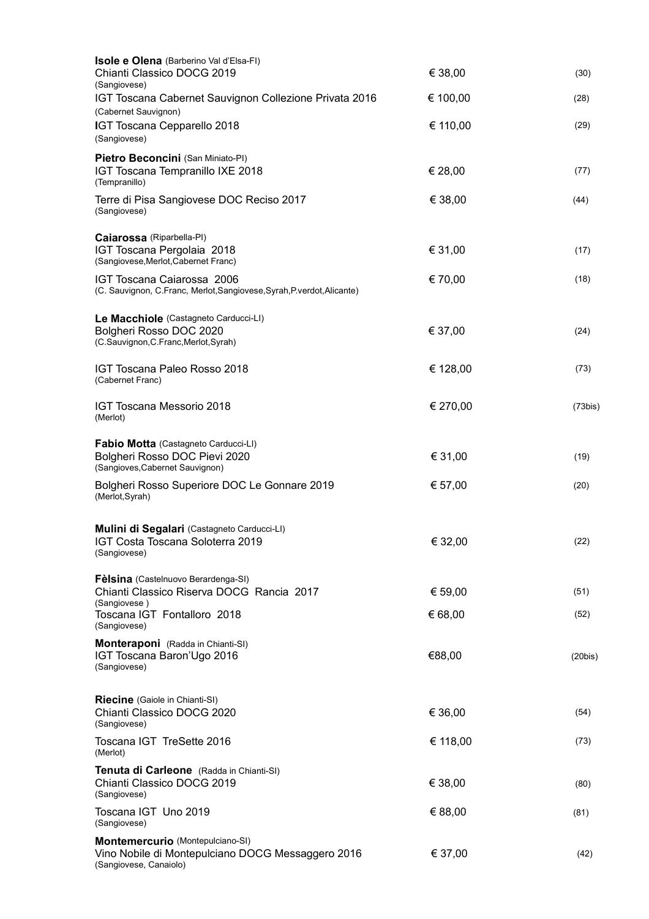**Isole e Olena** (Barberino Val d'Elsa-FI)

| | | |
|---|---|---|
| Chianti Classico DOCG 2019<br>(Sangiovese) | € 38,00 | (30) |
| IGT Toscana Cabernet Sauvignon Collezione Privata 2016<br>(Cabernet Sauvignon) | € 100,00 | (28) |
| IGT Toscana Cepparello 2018<br>(Sangiovese) | € 110,00 | (29) |

**Pietro Beconcini** (San Miniato-PI)

| | | |
|---|---|---|
| IGT Toscana Tempranillo IXE 2018<br>(Tempranillo) | € 28,00 | (77) |
| Terre di Pisa Sangiovese DOC Reciso 2017<br>(Sangiovese) | € 38,00 | (44) |

**Caiarossa** (Riparbella-PI)

| | | |
|---|---|---|
| IGT Toscana Pergolaia 2018<br>(Sangiovese,Merlot,Cabernet Franc) | € 31,00 | (17) |
| IGT Toscana Caiarossa 2006<br>(C. Sauvignon, C.Franc, Merlot,Sangiovese,Syrah,P.verdot,Alicante) | € 70,00 | (18) |

**Le Macchiole** (Castagneto Carducci-LI)

| | | |
|---|---|---|
| Bolgheri Rosso DOC 2020<br>(C.Sauvignon,C.Franc,Merlot,Syrah) | € 37,00 | (24) |
| IGT Toscana Paleo Rosso 2018<br>(Cabernet Franc) | € 128,00 | (73) |
| IGT Toscana Messorio 2018<br>(Merlot) | € 270,00 | (73bis) |

**Fabio Motta** (Castagneto Carducci-LI)

| | | |
|---|---|---|
| Bolgheri Rosso DOC Pievi 2020<br>(Sangioves,Cabernet Sauvignon) | € 31,00 | (19) |
| Bolgheri Rosso Superiore DOC Le Gonnare 2019<br>(Merlot,Syrah) | € 57,00 | (20) |

**Mulini di Segalari** (Castagneto Carducci-LI)

| | | |
|---|---|---|
| IGT Costa Toscana Soloterra 2019<br>(Sangiovese) | € 32,00 | (22) |

**Fèlsina** (Castelnuovo Berardenga-SI)

| | | |
|---|---|---|
| Chianti Classico Riserva DOCG Rancia 2017<br>(Sangiovese ) | € 59,00 | (51) |
| Toscana IGT Fontalloro 2018<br>(Sangiovese) | € 68,00 | (52) |

**Monteraponi** (Radda in Chianti-SI)

| | | |
|---|---|---|
| IGT Toscana Baron'Ugo 2016<br>(Sangiovese) | €88,00 | (20bis) |

**Riecine** (Gaiole in Chianti-SI)

| | | |
|---|---|---|
| Chianti Classico DOCG 2020<br>(Sangiovese) | € 36,00 | (54) |
| Toscana IGT TreSette 2016<br>(Merlot) | € 118,00 | (73) |

**Tenuta di Carleone** (Radda in Chianti-SI)

| | | |
|---|---|---|
| Chianti Classico DOCG 2019<br>(Sangiovese) | € 38,00 | (80) |
| Toscana IGT Uno 2019<br>(Sangiovese) | € 88,00 | (81) |

**Montemercurio** (Montepulciano-SI)

| | | |
|---|---|---|
| Vino Nobile di Montepulciano DOCG Messaggero 2016<br>(Sangiovese, Canaiolo) | € 37,00 | (42) |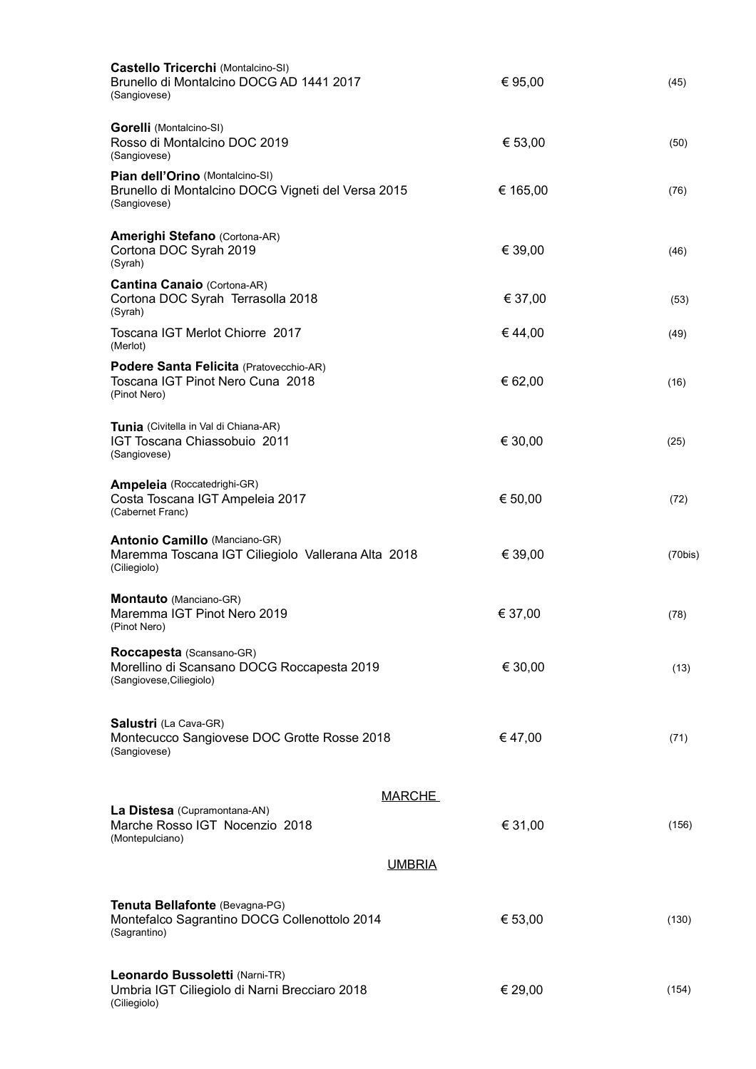**Castello Tricerchi** (Montalcino-SI)
Brunello di Montalcino DOCG AD 1441 2017 — € 95,00 — (45)
(Sangiovese)

**Gorelli** (Montalcino-SI)
Rosso di Montalcino DOC 2019 — € 53,00 — (50)
(Sangiovese)

**Pian dell'Orino** (Montalcino-SI)
Brunello di Montalcino DOCG Vigneti del Versa 2015 — € 165,00 — (76)
(Sangiovese)

**Amerighi Stefano** (Cortona-AR)
Cortona DOC Syrah 2019 — € 39,00 — (46)
(Syrah)

**Cantina Canaio** (Cortona-AR)
Cortona DOC Syrah Terrasolla 2018 — € 37,00 — (53)
(Syrah)

Toscana IGT Merlot Chiorre 2017 — € 44,00 — (49)
(Merlot)

**Podere Santa Felicita** (Pratovecchio-AR)
Toscana IGT Pinot Nero Cuna 2018 — € 62,00 — (16)
(Pinot Nero)

**Tunia** (Civitella in Val di Chiana-AR)
IGT Toscana Chiassobuio 2011 — € 30,00 — (25)
(Sangiovese)

**Ampeleia** (Roccatedrighi-GR)
Costa Toscana IGT Ampeleia 2017 — € 50,00 — (72)
(Cabernet Franc)

**Antonio Camillo** (Manciano-GR)
Maremma Toscana IGT Ciliegiolo Vallerana Alta 2018 — € 39,00 — (70bis)
(Ciliegiolo)

**Montauto** (Manciano-GR)
Maremma IGT Pinot Nero 2019 — € 37,00 — (78)
(Pinot Nero)

**Roccapesta** (Scansano-GR)
Morellino di Scansano DOCG Roccapesta 2019 — € 30,00 — (13)
(Sangiovese,Ciliegiolo)

**Salustri** (La Cava-GR)
Montecucco Sangiovese DOC Grotte Rosse 2018 — € 47,00 — (71)
(Sangiovese)

## MARCHE

**La Distesa** (Cupramontana-AN)
Marche Rosso IGT Nocenzio 2018 — € 31,00 — (156)
(Montepulciano)

## UMBRIA

**Tenuta Bellafonte** (Bevagna-PG)
Montefalco Sagrantino DOCG Collenottolo 2014 — € 53,00 — (130)
(Sagrantino)

**Leonardo Bussoletti** (Narni-TR)
Umbria IGT Ciliegiolo di Narni Brecciaro 2018 — € 29,00 — (154)
(Ciliegiolo)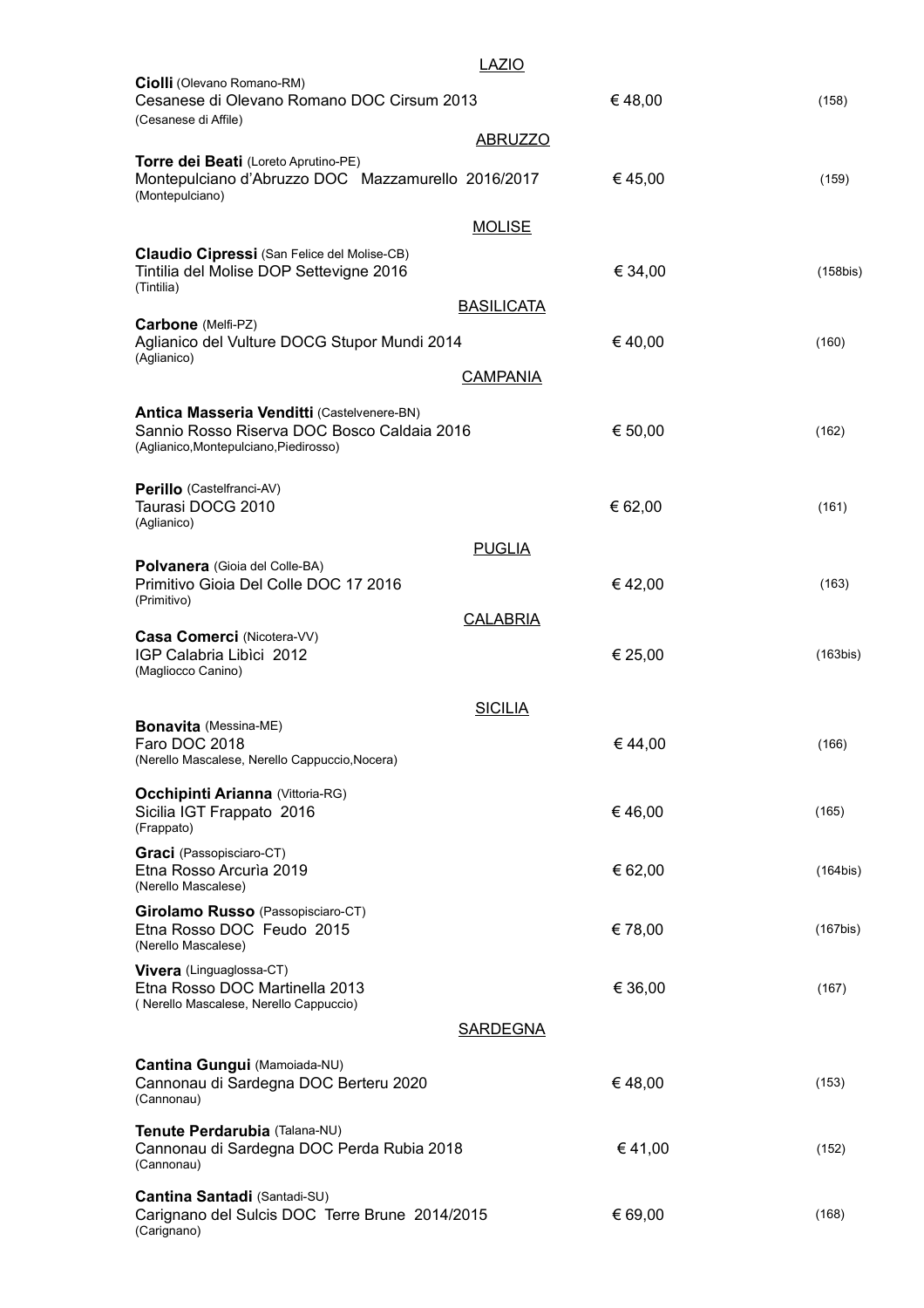## LAZIO

**Ciolli** (Olevano Romano-RM)
Cesanese di Olevano Romano DOC Cirsum 2013 — € 48,00 — (158)
(Cesanese di Affile)

## ABRUZZO

**Torre dei Beati** (Loreto Aprutino-PE)
Montepulciano d'Abruzzo DOC Mazzamurello 2016/2017 — € 45,00 — (159)
(Montepulciano)

## MOLISE

**Claudio Cipressi** (San Felice del Molise-CB)
Tintilia del Molise DOP Settevigne 2016 — € 34,00 — (158bis)
(Tintilia)

## BASILICATA

**Carbone** (Melfi-PZ)
Aglianico del Vulture DOCG Stupor Mundi 2014 — € 40,00 — (160)
(Aglianico)

## CAMPANIA

**Antica Masseria Venditti** (Castelvenere-BN)
Sannio Rosso Riserva DOC Bosco Caldaia 2016 — € 50,00 — (162)
(Aglianico,Montepulciano,Piedirosso)

**Perillo** (Castelfranci-AV)
Taurasi DOCG 2010 — € 62,00 — (161)
(Aglianico)

## PUGLIA

**Polvanera** (Gioia del Colle-BA)
Primitivo Gioia Del Colle DOC 17 2016 — € 42,00 — (163)
(Primitivo)

## CALABRIA

**Casa Comerci** (Nicotera-VV)
IGP Calabria Libìci 2012 — € 25,00 — (163bis)
(Magliocco Canino)

## SICILIA

**Bonavita** (Messina-ME)
Faro DOC 2018 — € 44,00 — (166)
(Nerello Mascalese, Nerello Cappuccio,Nocera)

**Occhipinti Arianna** (Vittoria-RG)
Sicilia IGT Frappato 2016 — € 46,00 — (165)
(Frappato)

**Graci** (Passopisciaro-CT)
Etna Rosso Arcuria 2019 — € 62,00 — (164bis)
(Nerello Mascalese)

**Girolamo Russo** (Passopisciaro-CT)
Etna Rosso DOC Feudo 2015 — € 78,00 — (167bis)
(Nerello Mascalese)

**Vivera** (Linguaglossa-CT)
Etna Rosso DOC Martinella 2013 — € 36,00 — (167)
( Nerello Mascalese, Nerello Cappuccio)

## SARDEGNA

**Cantina Gungui** (Mamoiada-NU)
Cannonau di Sardegna DOC Berteru 2020 — € 48,00 — (153)
(Cannonau)

**Tenute Perdarubia** (Talana-NU)
Cannonau di Sardegna DOC Perda Rubia 2018 — € 41,00 — (152)
(Cannonau)

**Cantina Santadi** (Santadi-SU)
Carignano del Sulcis DOC Terre Brune 2014/2015 — € 69,00 — (168)
(Carignano)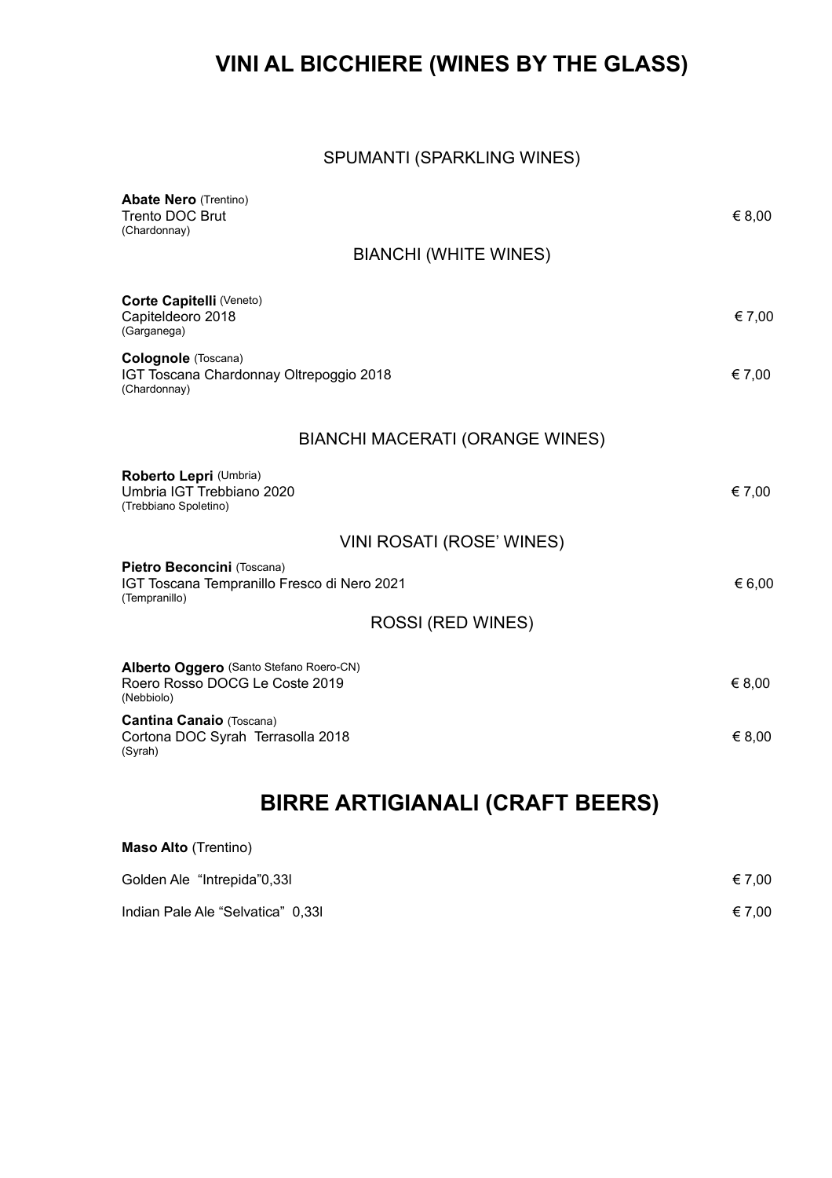# VINI AL BICCHIERE (WINES BY THE GLASS)

## SPUMANTI (SPARKLING WINES)

**Abate Nero** (Trentino)
Trento DOC Brut
(Chardonnay)
€ 8,00

## BIANCHI (WHITE WINES)

**Corte Capitelli** (Veneto)
Capiteldeoro 2018
(Garganega)
€ 7,00

**Colognole** (Toscana)
IGT Toscana Chardonnay Oltrepoggio 2018
(Chardonnay)
€ 7,00

## BIANCHI MACERATI (ORANGE WINES)

**Roberto Lepri** (Umbria)
Umbria IGT Trebbiano 2020
(Trebbiano Spoletino)
€ 7,00

## VINI ROSATI (ROSE' WINES)

**Pietro Beconcini** (Toscana)
IGT Toscana Tempranillo Fresco di Nero 2021
(Tempranillo)
€ 6,00

## ROSSI (RED WINES)

**Alberto Oggero** (Santo Stefano Roero-CN)
Roero Rosso DOCG Le Coste 2019
(Nebbiolo)
€ 8,00

**Cantina Canaio** (Toscana)
Cortona DOC Syrah Terrasolla 2018
(Syrah)
€ 8,00

# BIRRE ARTIGIANALI (CRAFT BEERS)

**Maso Alto** (Trentino)

Golden Ale "Intrepida"0,33l — € 7,00

Indian Pale Ale "Selvatica" 0,33l — € 7,00